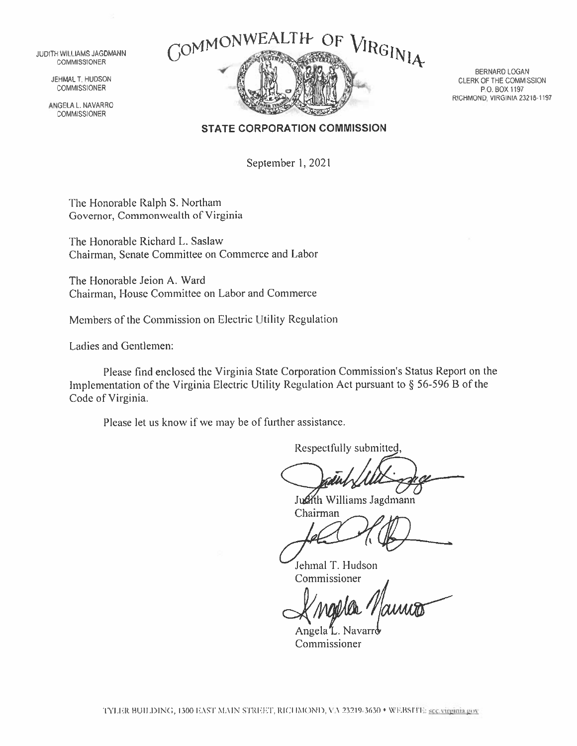JUDITH WILLIAMS JAGDMANN
COMMISSIONER

JEHMAL T. HUDSON
COMMISSIONER

ANGELA L. NAVARRO
COMMISSIONER

# COMMONWEALTH OF VIRGINIA

BERNARD LOGAN
CLERK OF THE COMMISSION
P.O. BOX 1197
RICHMOND, VIRGINIA 23218-1197

## STATE CORPORATION COMMISSION

September 1, 2021

The Honorable Ralph S. Northam
Governor, Commonwealth of Virginia

The Honorable Richard L. Saslaw
Chairman, Senate Committee on Commerce and Labor

The Honorable Jeion A. Ward
Chairman, House Committee on Labor and Commerce

Members of the Commission on Electric Utility Regulation

Ladies and Gentlemen:

Please find enclosed the Virginia State Corporation Commission's Status Report on the Implementation of the Virginia Electric Utility Regulation Act pursuant to § 56-596 B of the Code of Virginia.

Please let us know if we may be of further assistance.

Respectfully submitted,

Judith Williams Jagdmann
Chairman

Jehmal T. Hudson
Commissioner

Angela L. Navarro
Commissioner

TYLER BUILDING, 1300 EAST MAIN STREET, RICHMOND, VA 23219-3630 • WEBSITE: scc.virginia.gov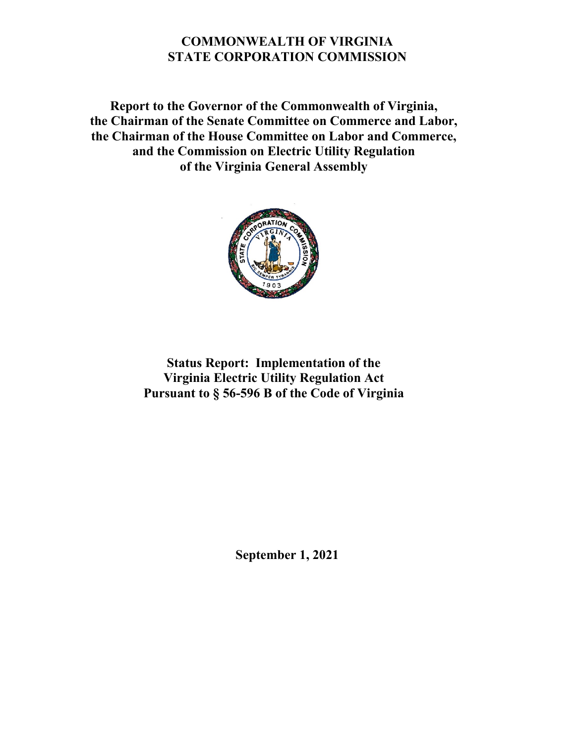# COMMONWEALTH OF VIRGINIA
# STATE CORPORATION COMMISSION

**Report to the Governor of the Commonwealth of Virginia, the Chairman of the Senate Committee on Commerce and Labor, the Chairman of the House Committee on Labor and Commerce, and the Commission on Electric Utility Regulation of the Virginia General Assembly**

## Status Report: Implementation of the Virginia Electric Utility Regulation Act Pursuant to § 56-596 B of the Code of Virginia

**September 1, 2021**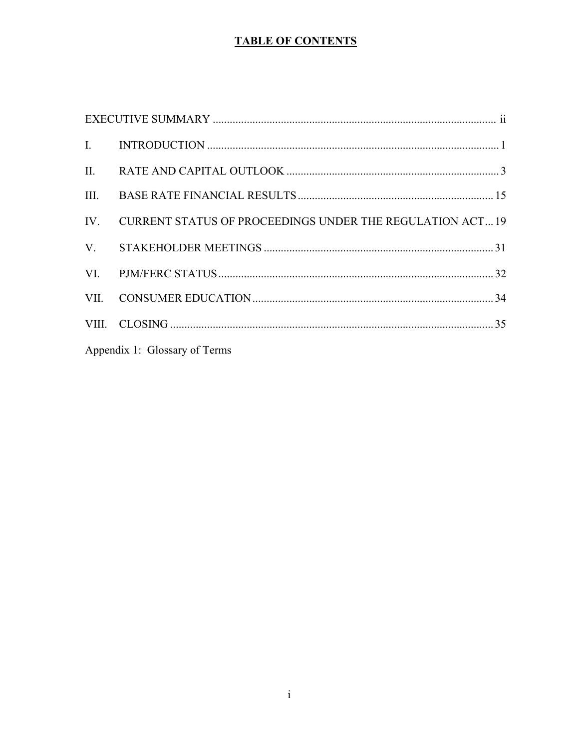# TABLE OF CONTENTS

| | | |
|---|---|---|
| EXECUTIVE SUMMARY | | ii |
| I. | INTRODUCTION | 1 |
| II. | RATE AND CAPITAL OUTLOOK | 3 |
| III. | BASE RATE FINANCIAL RESULTS | 15 |
| IV. | CURRENT STATUS OF PROCEEDINGS UNDER THE REGULATION ACT | 19 |
| V. | STAKEHOLDER MEETINGS | 31 |
| VI. | PJM/FERC STATUS | 32 |
| VII. | CONSUMER EDUCATION | 34 |
| VIII. | CLOSING | 35 |

Appendix 1: Glossary of Terms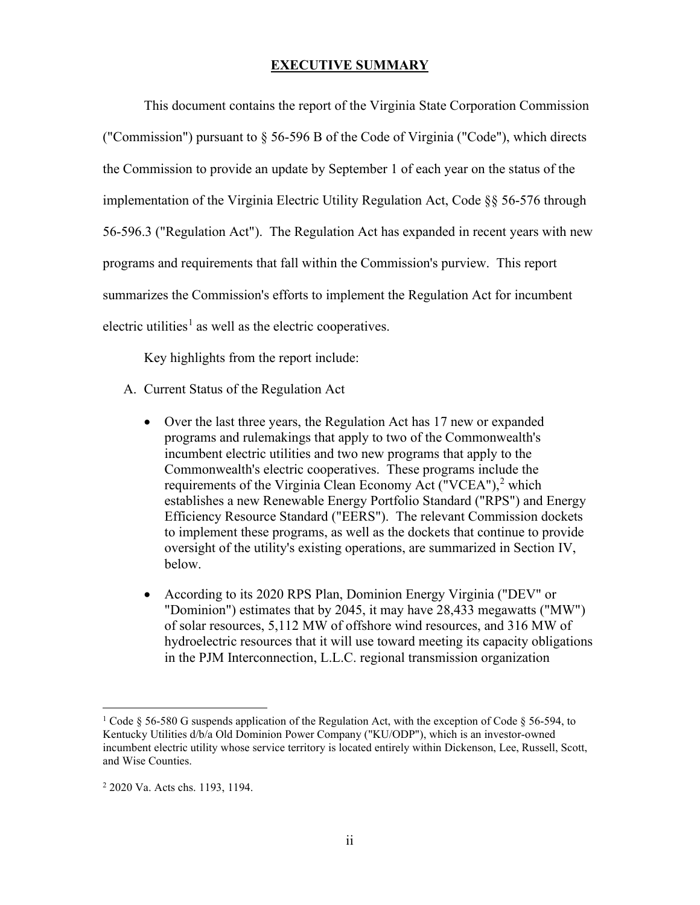## EXECUTIVE SUMMARY

This document contains the report of the Virginia State Corporation Commission ("Commission") pursuant to § 56-596 B of the Code of Virginia ("Code"), which directs the Commission to provide an update by September 1 of each year on the status of the implementation of the Virginia Electric Utility Regulation Act, Code §§ 56-576 through 56-596.3 ("Regulation Act"). The Regulation Act has expanded in recent years with new programs and requirements that fall within the Commission's purview. This report summarizes the Commission's efforts to implement the Regulation Act for incumbent electric utilities[1] as well as the electric cooperatives.

Key highlights from the report include:

A. Current Status of the Regulation Act

- Over the last three years, the Regulation Act has 17 new or expanded programs and rulemakings that apply to two of the Commonwealth's incumbent electric utilities and two new programs that apply to the Commonwealth's electric cooperatives. These programs include the requirements of the Virginia Clean Economy Act ("VCEA"),[2] which establishes a new Renewable Energy Portfolio Standard ("RPS") and Energy Efficiency Resource Standard ("EERS"). The relevant Commission dockets to implement these programs, as well as the dockets that continue to provide oversight of the utility's existing operations, are summarized in Section IV, below.
- According to its 2020 RPS Plan, Dominion Energy Virginia ("DEV" or "Dominion") estimates that by 2045, it may have 28,433 megawatts ("MW") of solar resources, 5,112 MW of offshore wind resources, and 316 MW of hydroelectric resources that it will use toward meeting its capacity obligations in the PJM Interconnection, L.L.C. regional transmission organization

---

[1] Code § 56-580 G suspends application of the Regulation Act, with the exception of Code § 56-594, to Kentucky Utilities d/b/a Old Dominion Power Company ("KU/ODP"), which is an investor-owned incumbent electric utility whose service territory is located entirely within Dickenson, Lee, Russell, Scott, and Wise Counties.

[2] 2020 Va. Acts chs. 1193, 1194.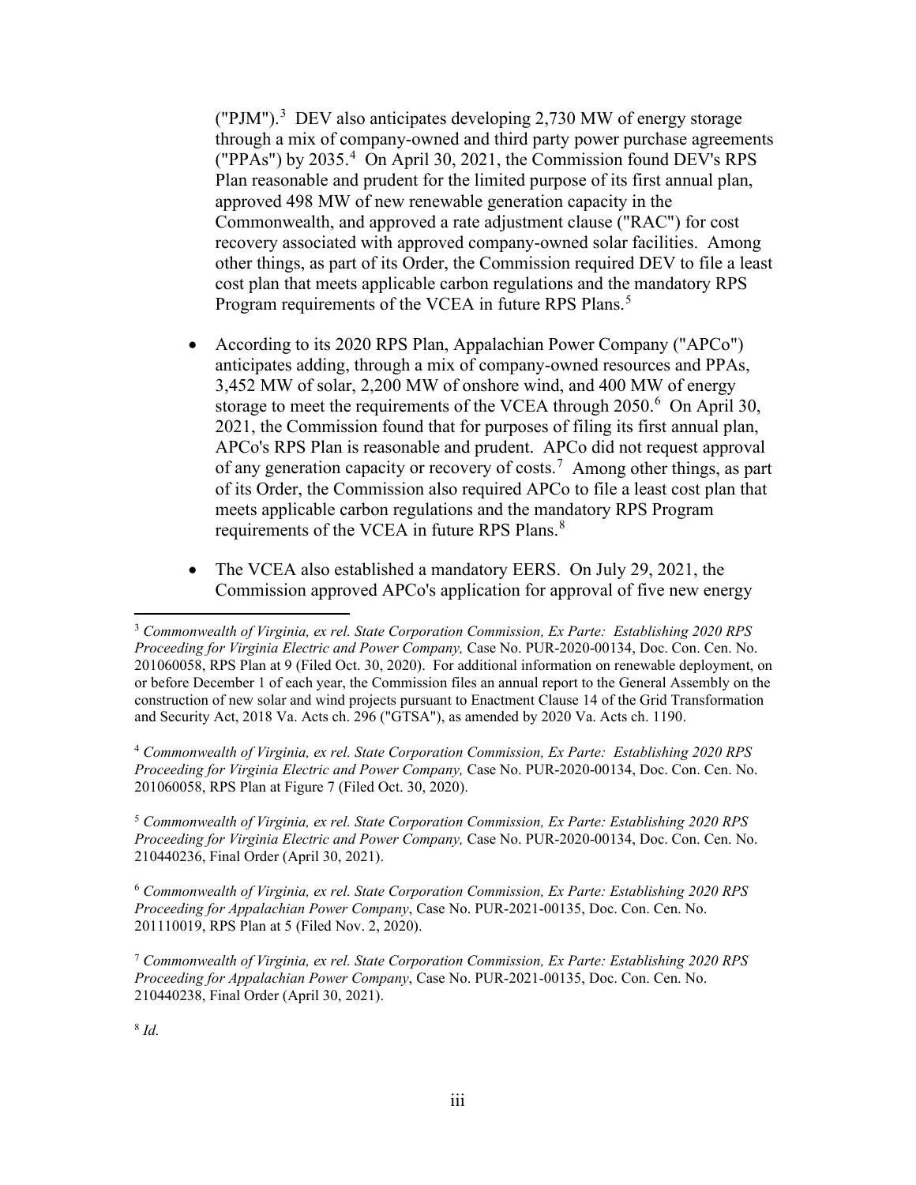("PJM").[3] DEV also anticipates developing 2,730 MW of energy storage through a mix of company-owned and third party power purchase agreements ("PPAs") by 2035.[4] On April 30, 2021, the Commission found DEV's RPS Plan reasonable and prudent for the limited purpose of its first annual plan, approved 498 MW of new renewable generation capacity in the Commonwealth, and approved a rate adjustment clause ("RAC") for cost recovery associated with approved company-owned solar facilities. Among other things, as part of its Order, the Commission required DEV to file a least cost plan that meets applicable carbon regulations and the mandatory RPS Program requirements of the VCEA in future RPS Plans.[5]

- According to its 2020 RPS Plan, Appalachian Power Company ("APCo") anticipates adding, through a mix of company-owned resources and PPAs, 3,452 MW of solar, 2,200 MW of onshore wind, and 400 MW of energy storage to meet the requirements of the VCEA through 2050.[6] On April 30, 2021, the Commission found that for purposes of filing its first annual plan, APCo's RPS Plan is reasonable and prudent. APCo did not request approval of any generation capacity or recovery of costs.[7] Among other things, as part of its Order, the Commission also required APCo to file a least cost plan that meets applicable carbon regulations and the mandatory RPS Program requirements of the VCEA in future RPS Plans.[8]

- The VCEA also established a mandatory EERS. On July 29, 2021, the Commission approved APCo's application for approval of five new energy

---

[3] *Commonwealth of Virginia, ex rel. State Corporation Commission, Ex Parte: Establishing 2020 RPS Proceeding for Virginia Electric and Power Company,* Case No. PUR-2020-00134, Doc. Con. Cen. No. 201060058, RPS Plan at 9 (Filed Oct. 30, 2020). For additional information on renewable deployment, on or before December 1 of each year, the Commission files an annual report to the General Assembly on the construction of new solar and wind projects pursuant to Enactment Clause 14 of the Grid Transformation and Security Act, 2018 Va. Acts ch. 296 ("GTSA"), as amended by 2020 Va. Acts ch. 1190.

[4] *Commonwealth of Virginia, ex rel. State Corporation Commission, Ex Parte: Establishing 2020 RPS Proceeding for Virginia Electric and Power Company,* Case No. PUR-2020-00134, Doc. Con. Cen. No. 201060058, RPS Plan at Figure 7 (Filed Oct. 30, 2020).

[5] *Commonwealth of Virginia, ex rel. State Corporation Commission, Ex Parte: Establishing 2020 RPS Proceeding for Virginia Electric and Power Company,* Case No. PUR-2020-00134, Doc. Con. Cen. No. 210440236, Final Order (April 30, 2021).

[6] *Commonwealth of Virginia, ex rel. State Corporation Commission, Ex Parte: Establishing 2020 RPS Proceeding for Appalachian Power Company*, Case No. PUR-2021-00135, Doc. Con. Cen. No. 201110019, RPS Plan at 5 (Filed Nov. 2, 2020).

[7] *Commonwealth of Virginia, ex rel. State Corporation Commission, Ex Parte: Establishing 2020 RPS Proceeding for Appalachian Power Company*, Case No. PUR-2021-00135, Doc. Con. Cen. No. 210440238, Final Order (April 30, 2021).

[8] *Id.*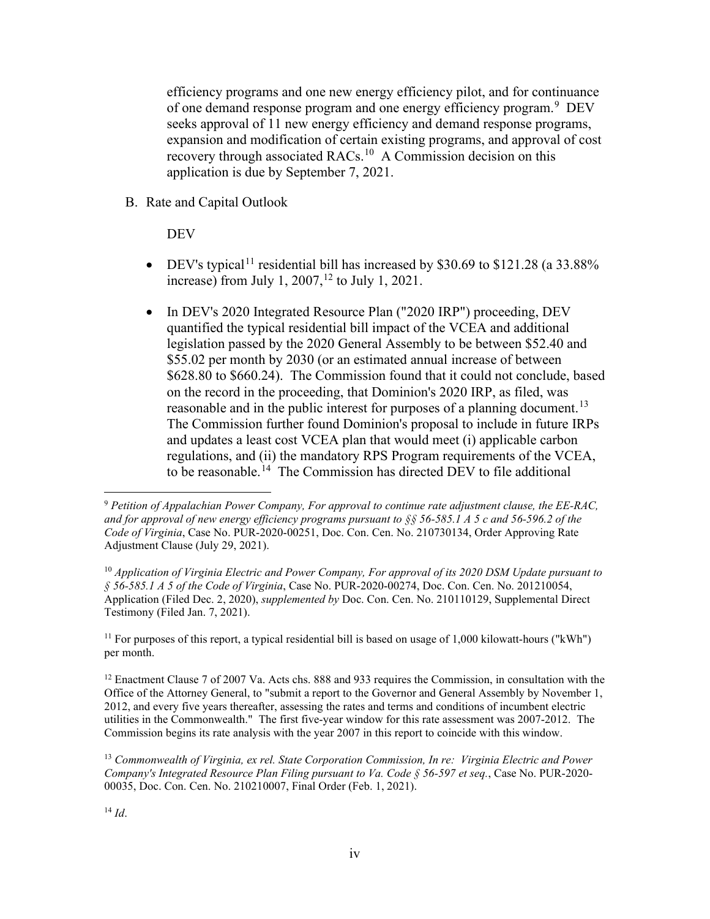efficiency programs and one new energy efficiency pilot, and for continuance of one demand response program and one energy efficiency program.[9] DEV seeks approval of 11 new energy efficiency and demand response programs, expansion and modification of certain existing programs, and approval of cost recovery through associated RACs.[10] A Commission decision on this application is due by September 7, 2021.

B. Rate and Capital Outlook

DEV

- DEV's typical[11] residential bill has increased by $30.69 to $121.28 (a 33.88% increase) from July 1, 2007,[12] to July 1, 2021.

- In DEV's 2020 Integrated Resource Plan ("2020 IRP") proceeding, DEV quantified the typical residential bill impact of the VCEA and additional legislation passed by the 2020 General Assembly to be between $52.40 and $55.02 per month by 2030 (or an estimated annual increase of between $628.80 to $660.24). The Commission found that it could not conclude, based on the record in the proceeding, that Dominion's 2020 IRP, as filed, was reasonable and in the public interest for purposes of a planning document.[13] The Commission further found Dominion's proposal to include in future IRPs and updates a least cost VCEA plan that would meet (i) applicable carbon regulations, and (ii) the mandatory RPS Program requirements of the VCEA, to be reasonable.[14] The Commission has directed DEV to file additional

---

[9] *Petition of Appalachian Power Company, For approval to continue rate adjustment clause, the EE-RAC, and for approval of new energy efficiency programs pursuant to §§ 56-585.1 A 5 c and 56-596.2 of the Code of Virginia*, Case No. PUR-2020-00251, Doc. Con. Cen. No. 210730134, Order Approving Rate Adjustment Clause (July 29, 2021).

[10] *Application of Virginia Electric and Power Company, For approval of its 2020 DSM Update pursuant to § 56-585.1 A 5 of the Code of Virginia*, Case No. PUR-2020-00274, Doc. Con. Cen. No. 201210054, Application (Filed Dec. 2, 2020), *supplemented by* Doc. Con. Cen. No. 210110129, Supplemental Direct Testimony (Filed Jan. 7, 2021).

[11] For purposes of this report, a typical residential bill is based on usage of 1,000 kilowatt-hours ("kWh") per month.

[12] Enactment Clause 7 of 2007 Va. Acts chs. 888 and 933 requires the Commission, in consultation with the Office of the Attorney General, to "submit a report to the Governor and General Assembly by November 1, 2012, and every five years thereafter, assessing the rates and terms and conditions of incumbent electric utilities in the Commonwealth." The first five-year window for this rate assessment was 2007-2012. The Commission begins its rate analysis with the year 2007 in this report to coincide with this window.

[13] *Commonwealth of Virginia, ex rel. State Corporation Commission, In re: Virginia Electric and Power Company's Integrated Resource Plan Filing pursuant to Va. Code § 56-597 et seq.*, Case No. PUR-2020-00035, Doc. Con. Cen. No. 210210007, Final Order (Feb. 1, 2021).

[14] *Id*.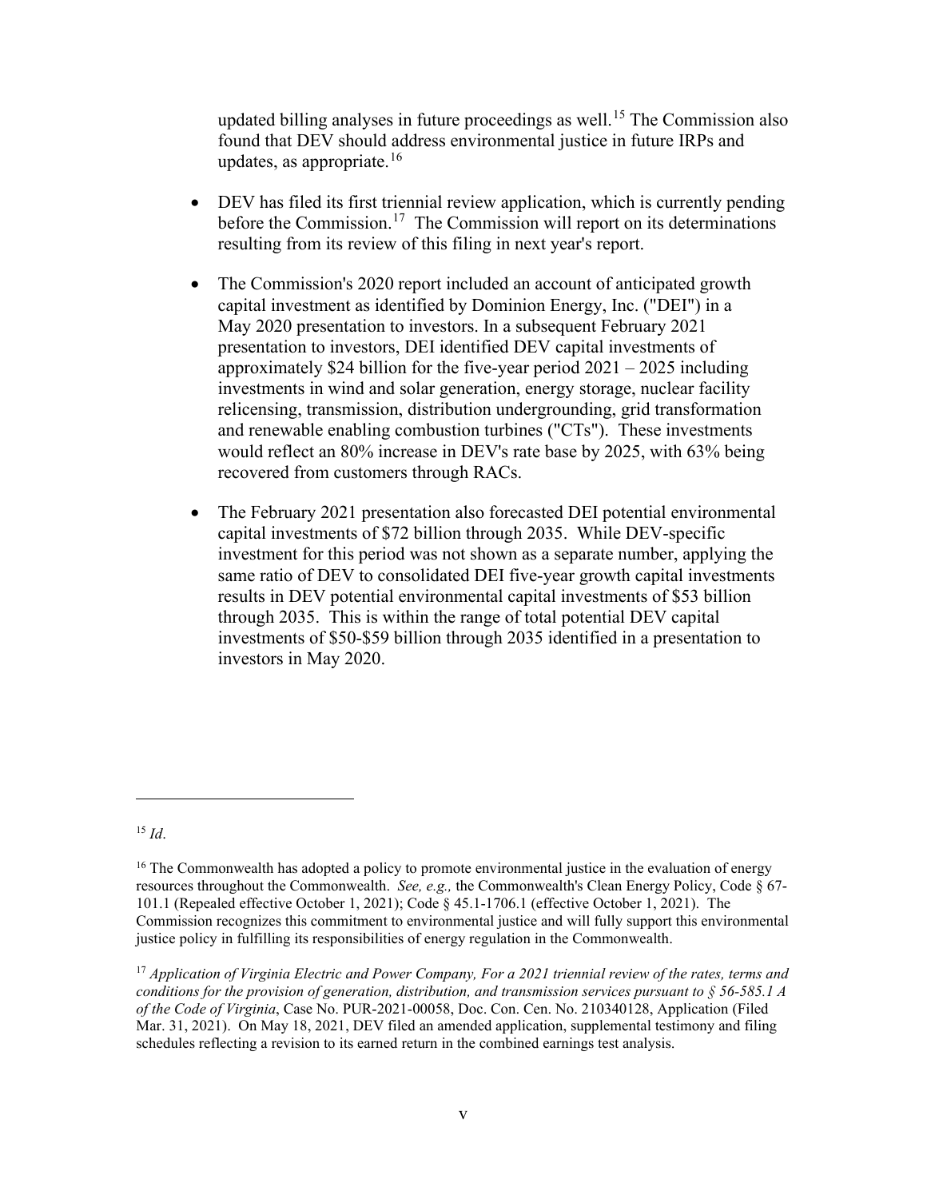updated billing analyses in future proceedings as well.[15] The Commission also found that DEV should address environmental justice in future IRPs and updates, as appropriate.[16]

- DEV has filed its first triennial review application, which is currently pending before the Commission.[17] The Commission will report on its determinations resulting from its review of this filing in next year's report.

- The Commission's 2020 report included an account of anticipated growth capital investment as identified by Dominion Energy, Inc. ("DEI") in a May 2020 presentation to investors. In a subsequent February 2021 presentation to investors, DEI identified DEV capital investments of approximately $24 billion for the five-year period 2021 – 2025 including investments in wind and solar generation, energy storage, nuclear facility relicensing, transmission, distribution undergrounding, grid transformation and renewable enabling combustion turbines ("CTs"). These investments would reflect an 80% increase in DEV's rate base by 2025, with 63% being recovered from customers through RACs.

- The February 2021 presentation also forecasted DEI potential environmental capital investments of $72 billion through 2035. While DEV-specific investment for this period was not shown as a separate number, applying the same ratio of DEV to consolidated DEI five-year growth capital investments results in DEV potential environmental capital investments of $53 billion through 2035. This is within the range of total potential DEV capital investments of $50-$59 billion through 2035 identified in a presentation to investors in May 2020.

---

[15] *Id*.

[16] The Commonwealth has adopted a policy to promote environmental justice in the evaluation of energy resources throughout the Commonwealth. *See, e.g.,* the Commonwealth's Clean Energy Policy, Code § 67-101.1 (Repealed effective October 1, 2021); Code § 45.1-1706.1 (effective October 1, 2021). The Commission recognizes this commitment to environmental justice and will fully support this environmental justice policy in fulfilling its responsibilities of energy regulation in the Commonwealth.

[17] *Application of Virginia Electric and Power Company, For a 2021 triennial review of the rates, terms and conditions for the provision of generation, distribution, and transmission services pursuant to § 56-585.1 A of the Code of Virginia*, Case No. PUR-2021-00058, Doc. Con. Cen. No. 210340128, Application (Filed Mar. 31, 2021). On May 18, 2021, DEV filed an amended application, supplemental testimony and filing schedules reflecting a revision to its earned return in the combined earnings test analysis.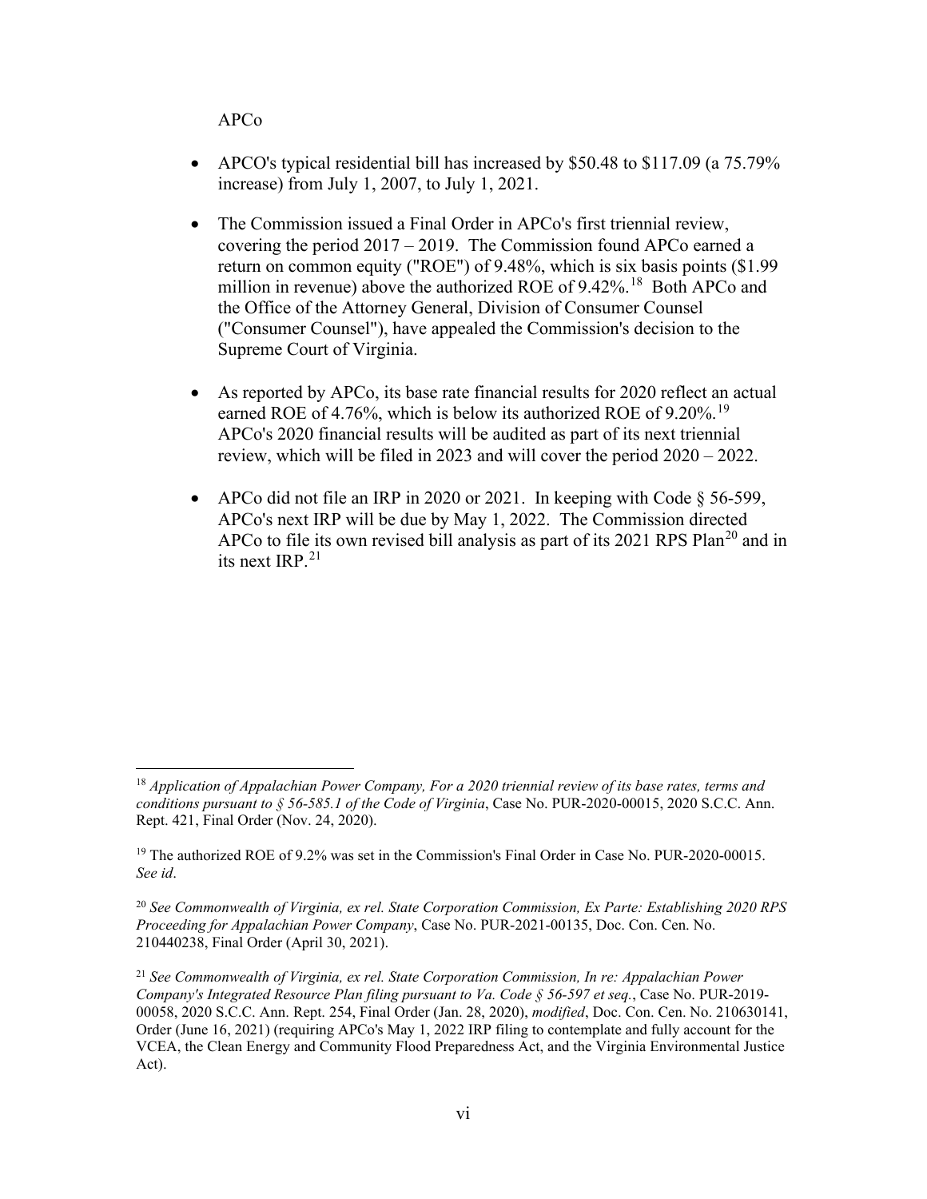APCo

- APCO's typical residential bill has increased by $50.48 to $117.09 (a 75.79% increase) from July 1, 2007, to July 1, 2021.
- The Commission issued a Final Order in APCo's first triennial review, covering the period 2017 – 2019. The Commission found APCo earned a return on common equity ("ROE") of 9.48%, which is six basis points ($1.99 million in revenue) above the authorized ROE of 9.42%.[18] Both APCo and the Office of the Attorney General, Division of Consumer Counsel ("Consumer Counsel"), have appealed the Commission's decision to the Supreme Court of Virginia.
- As reported by APCo, its base rate financial results for 2020 reflect an actual earned ROE of 4.76%, which is below its authorized ROE of 9.20%.[19] APCo's 2020 financial results will be audited as part of its next triennial review, which will be filed in 2023 and will cover the period 2020 – 2022.
- APCo did not file an IRP in 2020 or 2021. In keeping with Code § 56-599, APCo's next IRP will be due by May 1, 2022. The Commission directed APCo to file its own revised bill analysis as part of its 2021 RPS Plan[20] and in its next IRP.[21]

---

[18] *Application of Appalachian Power Company, For a 2020 triennial review of its base rates, terms and conditions pursuant to § 56-585.1 of the Code of Virginia*, Case No. PUR-2020-00015, 2020 S.C.C. Ann. Rept. 421, Final Order (Nov. 24, 2020).

[19] The authorized ROE of 9.2% was set in the Commission's Final Order in Case No. PUR-2020-00015. *See id*.

[20] *See Commonwealth of Virginia, ex rel. State Corporation Commission, Ex Parte: Establishing 2020 RPS Proceeding for Appalachian Power Company*, Case No. PUR-2021-00135, Doc. Con. Cen. No. 210440238, Final Order (April 30, 2021).

[21] *See Commonwealth of Virginia, ex rel. State Corporation Commission, In re: Appalachian Power Company's Integrated Resource Plan filing pursuant to Va. Code § 56-597 et seq.*, Case No. PUR-2019-00058, 2020 S.C.C. Ann. Rept. 254, Final Order (Jan. 28, 2020), *modified*, Doc. Con. Cen. No. 210630141, Order (June 16, 2021) (requiring APCo's May 1, 2022 IRP filing to contemplate and fully account for the VCEA, the Clean Energy and Community Flood Preparedness Act, and the Virginia Environmental Justice Act).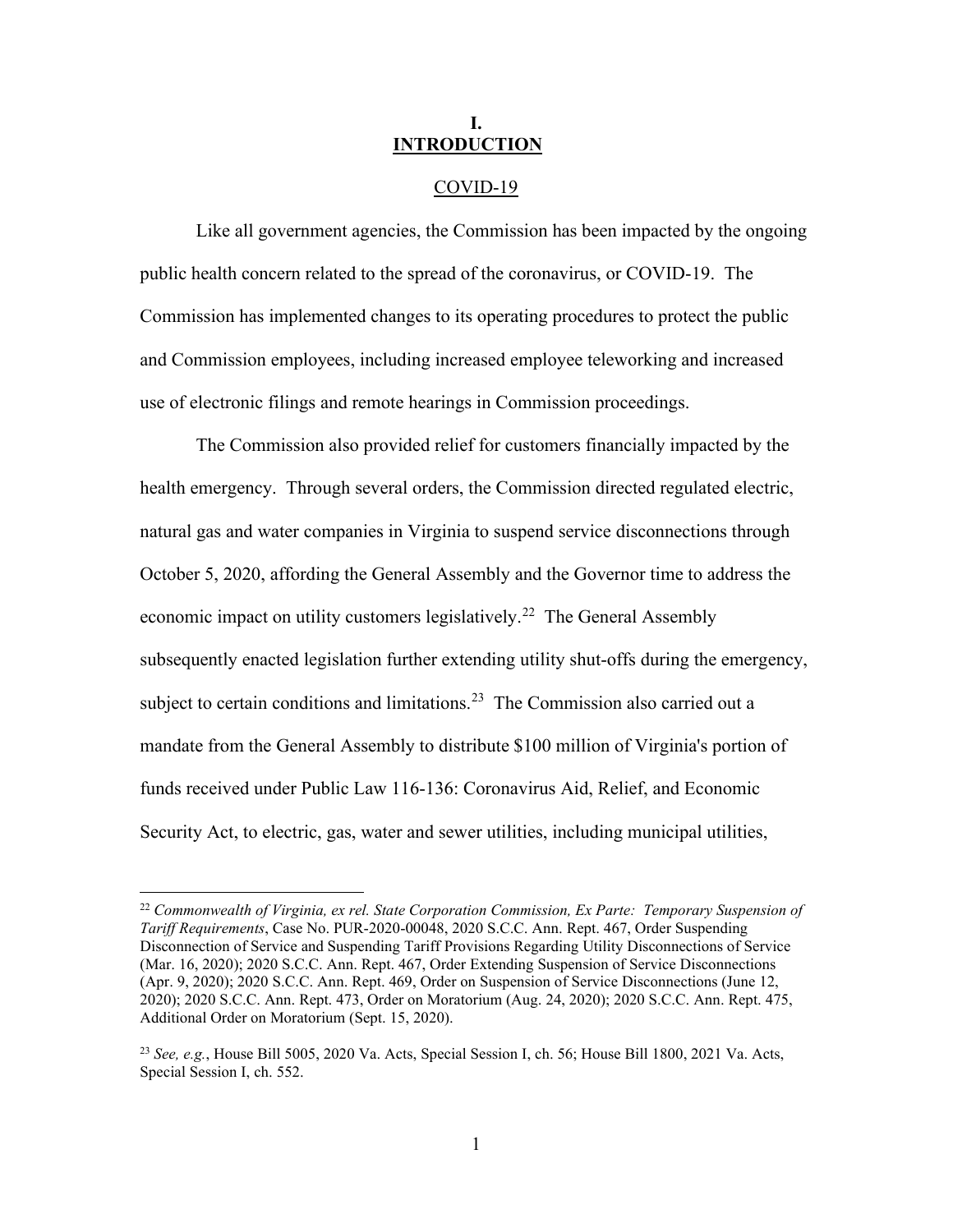# I. INTRODUCTION

## COVID-19

Like all government agencies, the Commission has been impacted by the ongoing public health concern related to the spread of the coronavirus, or COVID-19. The Commission has implemented changes to its operating procedures to protect the public and Commission employees, including increased employee teleworking and increased use of electronic filings and remote hearings in Commission proceedings.

The Commission also provided relief for customers financially impacted by the health emergency. Through several orders, the Commission directed regulated electric, natural gas and water companies in Virginia to suspend service disconnections through October 5, 2020, affording the General Assembly and the Governor time to address the economic impact on utility customers legislatively.[22] The General Assembly subsequently enacted legislation further extending utility shut-offs during the emergency, subject to certain conditions and limitations.[23] The Commission also carried out a mandate from the General Assembly to distribute $100 million of Virginia's portion of funds received under Public Law 116-136: Coronavirus Aid, Relief, and Economic Security Act, to electric, gas, water and sewer utilities, including municipal utilities,

---

[22] *Commonwealth of Virginia, ex rel. State Corporation Commission, Ex Parte: Temporary Suspension of Tariff Requirements*, Case No. PUR-2020-00048, 2020 S.C.C. Ann. Rept. 467, Order Suspending Disconnection of Service and Suspending Tariff Provisions Regarding Utility Disconnections of Service (Mar. 16, 2020); 2020 S.C.C. Ann. Rept. 467, Order Extending Suspension of Service Disconnections (Apr. 9, 2020); 2020 S.C.C. Ann. Rept. 469, Order on Suspension of Service Disconnections (June 12, 2020); 2020 S.C.C. Ann. Rept. 473, Order on Moratorium (Aug. 24, 2020); 2020 S.C.C. Ann. Rept. 475, Additional Order on Moratorium (Sept. 15, 2020).

[23] *See, e.g.*, House Bill 5005, 2020 Va. Acts, Special Session I, ch. 56; House Bill 1800, 2021 Va. Acts, Special Session I, ch. 552.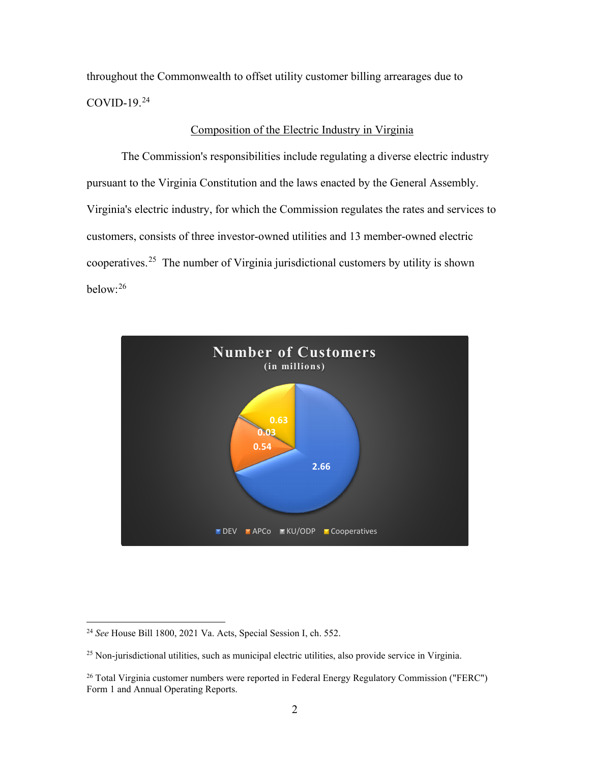throughout the Commonwealth to offset utility customer billing arrearages due to COVID-19.[24]

<u>Composition of the Electric Industry in Virginia</u>

The Commission's responsibilities include regulating a diverse electric industry pursuant to the Virginia Constitution and the laws enacted by the General Assembly. Virginia's electric industry, for which the Commission regulates the rates and services to customers, consists of three investor-owned utilities and 13 member-owned electric cooperatives.[25] The number of Virginia jurisdictional customers by utility is shown below:[26]

**Number of Customers**
(in millions)

| Utility | Customers (millions) |
|---|---|
| DEV | 2.66 |
| APCo | 0.54 |
| KU/ODP | 0.03 |
| Cooperatives | 0.63 |

---

[24] *See* House Bill 1800, 2021 Va. Acts, Special Session I, ch. 552.

[25] Non-jurisdictional utilities, such as municipal electric utilities, also provide service in Virginia.

[26] Total Virginia customer numbers were reported in Federal Energy Regulatory Commission ("FERC") Form 1 and Annual Operating Reports.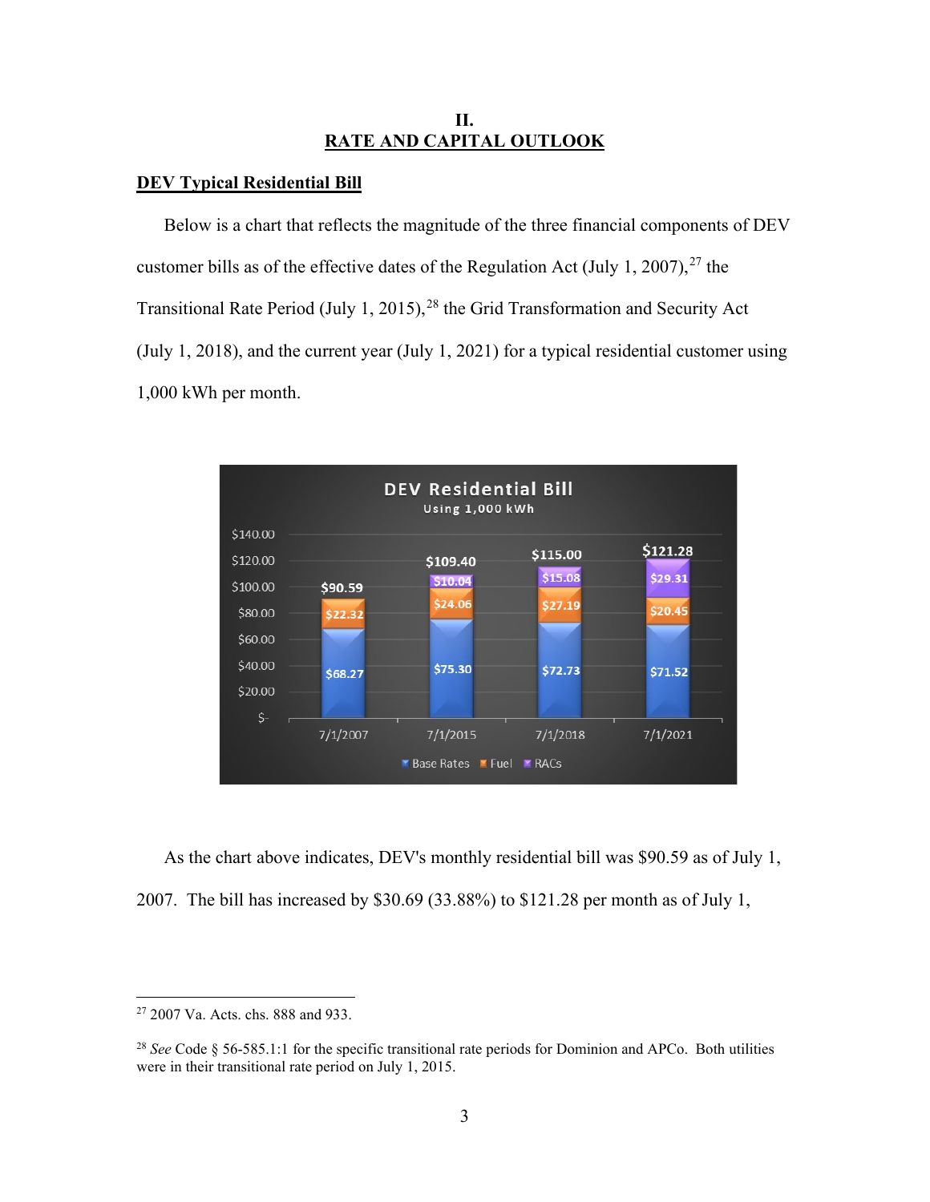# II.
# RATE AND CAPITAL OUTLOOK

## DEV Typical Residential Bill

Below is a chart that reflects the magnitude of the three financial components of DEV customer bills as of the effective dates of the Regulation Act (July 1, 2007),[27] the Transitional Rate Period (July 1, 2015),[28] the Grid Transformation and Security Act (July 1, 2018), and the current year (July 1, 2021) for a typical residential customer using 1,000 kWh per month.

**DEV Residential Bill**
Using 1,000 kWh

| | 7/1/2007 | 7/1/2015 | 7/1/2018 | 7/1/2021 |
|---|---|---|---|---|
| Base Rates | $68.27 | $75.30 | $72.73 | $71.52 |
| Fuel | $22.32 | $24.06 | $27.19 | $20.45 |
| RACs | | $10.04 | $15.08 | $29.31 |
| Total | $90.59 | $109.40 | $115.00 | $121.28 |

As the chart above indicates, DEV's monthly residential bill was $90.59 as of July 1, 2007. The bill has increased by $30.69 (33.88%) to $121.28 per month as of July 1,

---

[27] 2007 Va. Acts. chs. 888 and 933.

[28] *See* Code § 56-585.1:1 for the specific transitional rate periods for Dominion and APCo. Both utilities were in their transitional rate period on July 1, 2015.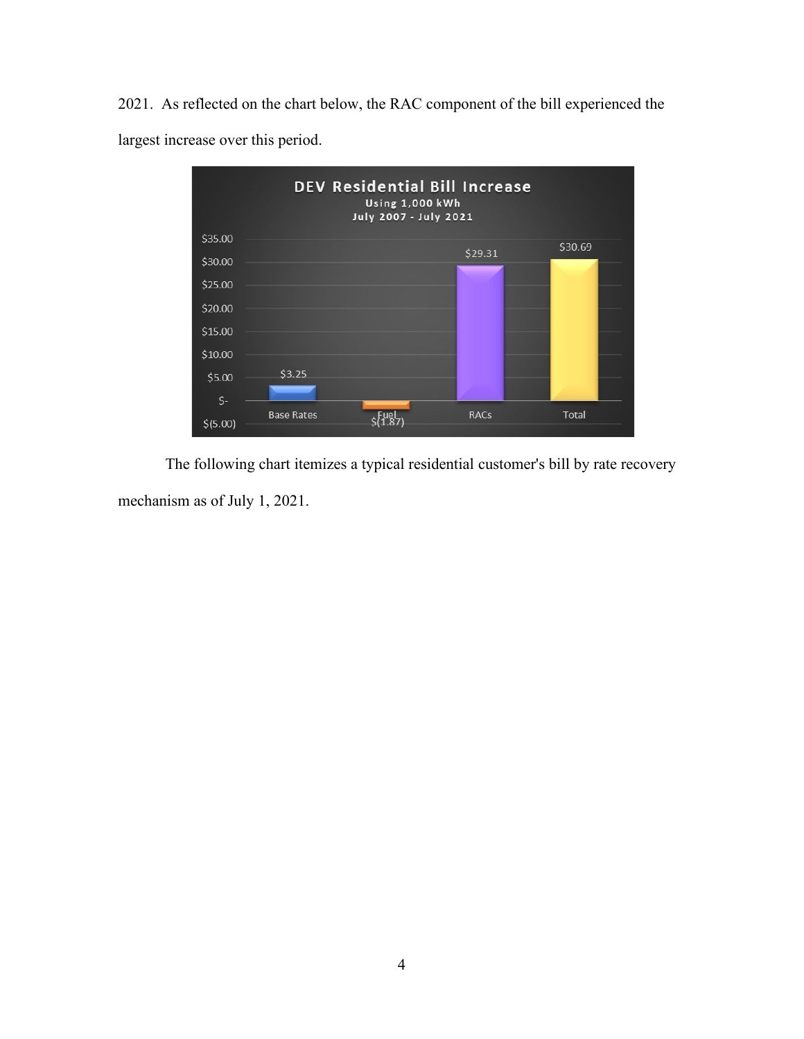2021. As reflected on the chart below, the RAC component of the bill experienced the largest increase over this period.

**DEV Residential Bill Increase**
Using 1,000 kWh
July 2007 - July 2021

| Base Rates | Fuel | RACs | Total |
|---|---|---|---|
| $3.25 | $(1.87) | $29.31 | $30.69 |

The following chart itemizes a typical residential customer's bill by rate recovery mechanism as of July 1, 2021.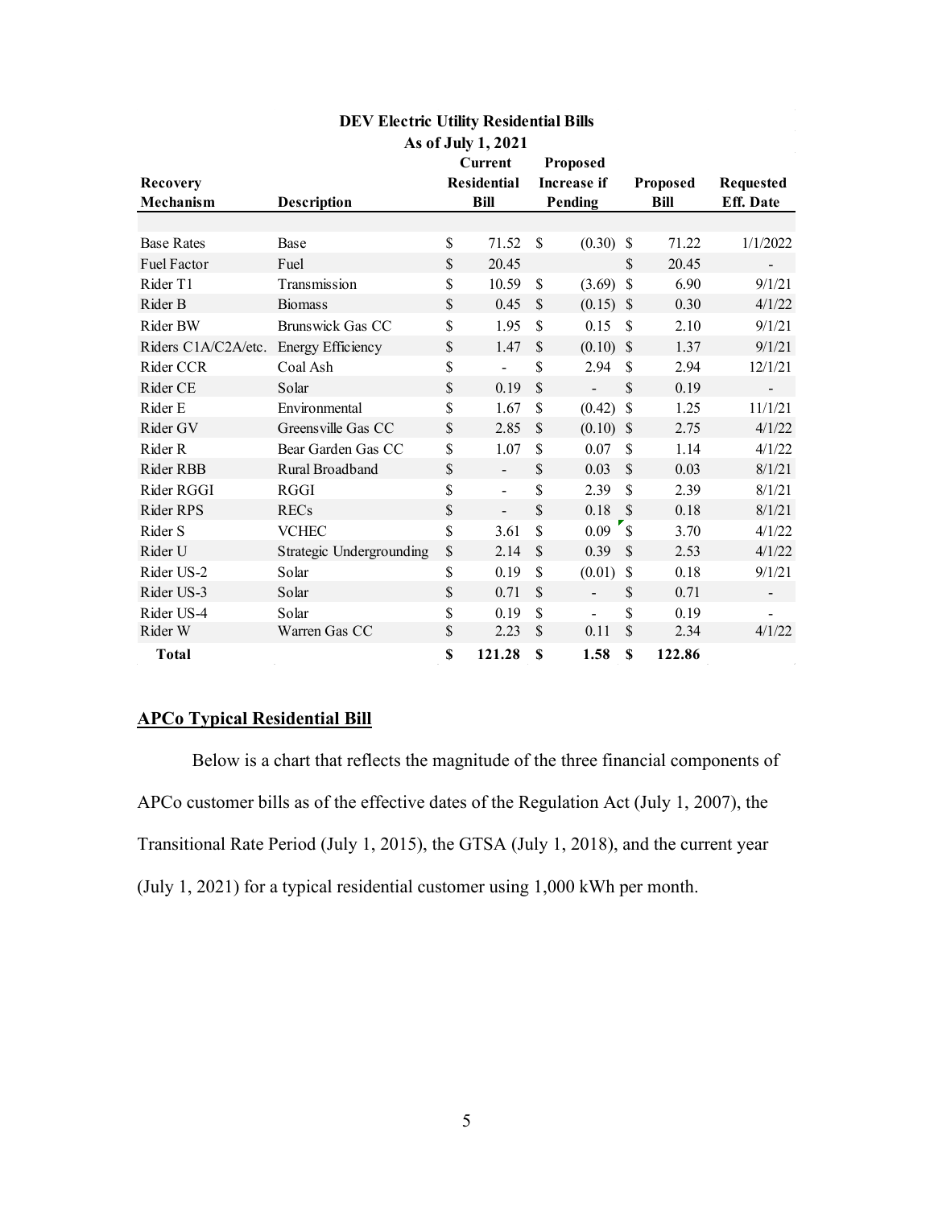**DEV Electric Utility Residential Bills**
**As of July 1, 2021**

| Recovery Mechanism | Description | Current Residential Bill | Proposed Increase if Pending | Proposed Bill | Requested Eff. Date |
|---|---|---|---|---|---|
| Base Rates | Base | $ 71.52 | $ (0.30) | $ 71.22 | 1/1/2022 |
| Fuel Factor | Fuel | $ 20.45 | | $ 20.45 | - |
| Rider T1 | Transmission | $ 10.59 | $ (3.69) | $ 6.90 | 9/1/21 |
| Rider B | Biomass | $ 0.45 | $ (0.15) | $ 0.30 | 4/1/22 |
| Rider BW | Brunswick Gas CC | $ 1.95 | $ 0.15 | $ 2.10 | 9/1/21 |
| Riders C1A/C2A/etc. | Energy Efficiency | $ 1.47 | $ (0.10) | $ 1.37 | 9/1/21 |
| Rider CCR | Coal Ash | $ - | $ 2.94 | $ 2.94 | 12/1/21 |
| Rider CE | Solar | $ 0.19 | $ - | $ 0.19 | - |
| Rider E | Environmental | $ 1.67 | $ (0.42) | $ 1.25 | 11/1/21 |
| Rider GV | Greensville Gas CC | $ 2.85 | $ (0.10) | $ 2.75 | 4/1/22 |
| Rider R | Bear Garden Gas CC | $ 1.07 | $ 0.07 | $ 1.14 | 4/1/22 |
| Rider RBB | Rural Broadband | $ - | $ 0.03 | $ 0.03 | 8/1/21 |
| Rider RGGI | RGGI | $ - | $ 2.39 | $ 2.39 | 8/1/21 |
| Rider RPS | RECs | $ - | $ 0.18 | $ 0.18 | 8/1/21 |
| Rider S | VCHEC | $ 3.61 | $ 0.09 | $ 3.70 | 4/1/22 |
| Rider U | Strategic Undergrounding | $ 2.14 | $ 0.39 | $ 2.53 | 4/1/22 |
| Rider US-2 | Solar | $ 0.19 | $ (0.01) | $ 0.18 | 9/1/21 |
| Rider US-3 | Solar | $ 0.71 | $ - | $ 0.71 | - |
| Rider US-4 | Solar | $ 0.19 | $ - | $ 0.19 | - |
| Rider W | Warren Gas CC | $ 2.23 | $ 0.11 | $ 2.34 | 4/1/22 |
| **Total** | | **$ 121.28** | **$ 1.58** | **$ 122.86** | |

## APCo Typical Residential Bill

Below is a chart that reflects the magnitude of the three financial components of APCo customer bills as of the effective dates of the Regulation Act (July 1, 2007), the Transitional Rate Period (July 1, 2015), the GTSA (July 1, 2018), and the current year (July 1, 2021) for a typical residential customer using 1,000 kWh per month.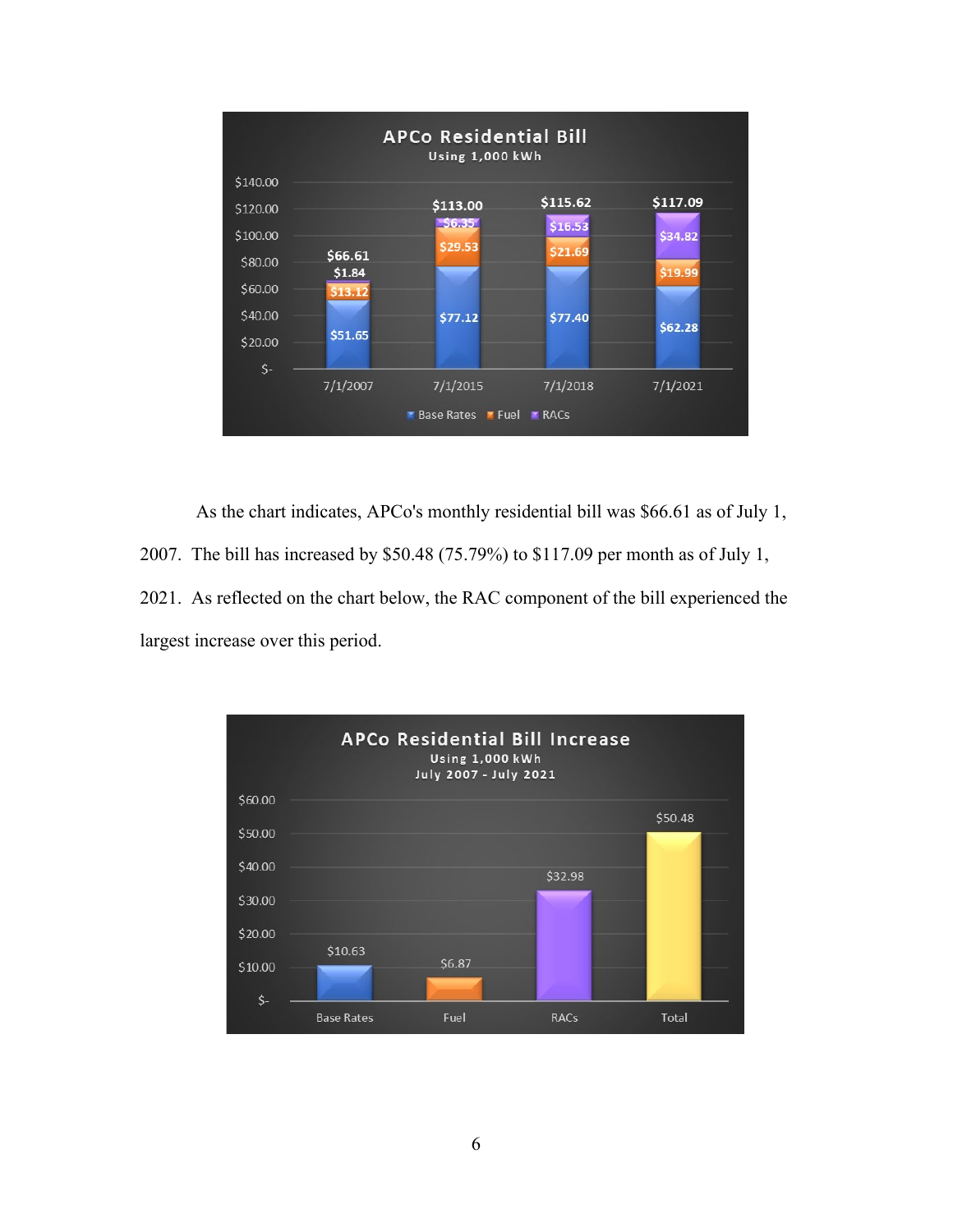**APCo Residential Bill**
Using 1,000 kWh

| | 7/1/2007 | 7/1/2015 | 7/1/2018 | 7/1/2021 |
|---|---|---|---|---|
| Base Rates | $51.65 | $77.12 | $77.40 | $62.28 |
| Fuel | $13.12 | $29.53 | $21.69 | $19.99 |
| RACs | $1.84 | $6.35 | $16.53 | $34.82 |
| Total | $66.61 | $113.00 | $115.62 | $117.09 |

As the chart indicates, APCo's monthly residential bill was $66.61 as of July 1, 2007. The bill has increased by $50.48 (75.79%) to $117.09 per month as of July 1, 2021. As reflected on the chart below, the RAC component of the bill experienced the largest increase over this period.

**APCo Residential Bill Increase**
Using 1,000 kWh
July 2007 - July 2021

| Base Rates | Fuel | RACs | Total |
|---|---|---|---|
| $10.63 | $6.87 | $32.98 | $50.48 |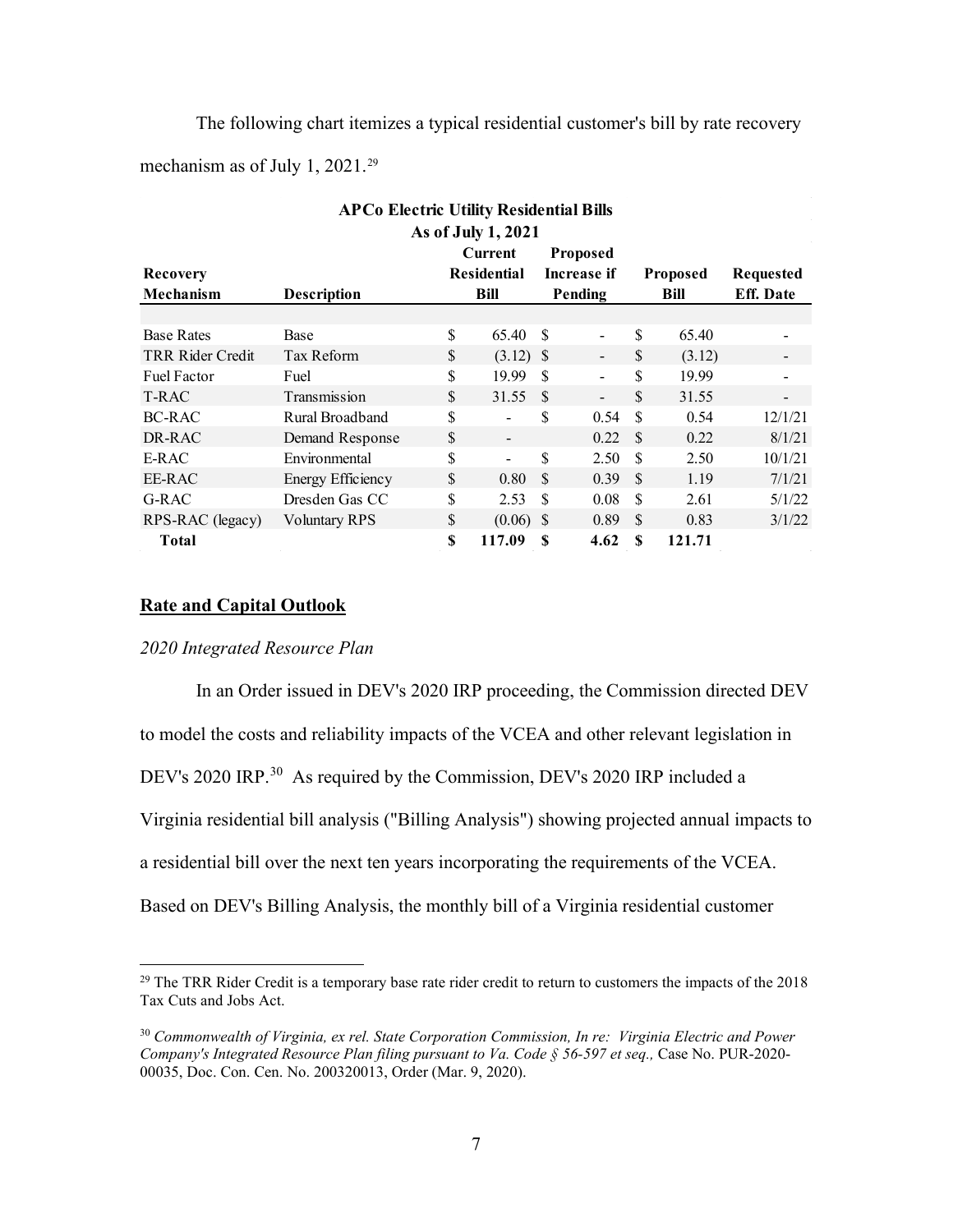The following chart itemizes a typical residential customer's bill by rate recovery mechanism as of July 1, 2021.[29]

**APCo Electric Utility Residential Bills**
**As of July 1, 2021**

| Recovery Mechanism | Description | Current Residential Bill | Proposed Increase if Pending | Proposed Bill | Requested Eff. Date |
|---|---|---|---|---|---|
| Base Rates | Base | $ 65.40 | $ - | $ 65.40 | - |
| TRR Rider Credit | Tax Reform | $ (3.12) | $ - | $ (3.12) | - |
| Fuel Factor | Fuel | $ 19.99 | $ - | $ 19.99 | - |
| T-RAC | Transmission | $ 31.55 | $ - | $ 31.55 | - |
| BC-RAC | Rural Broadband | $ - | $ 0.54 | $ 0.54 | 12/1/21 |
| DR-RAC | Demand Response | $ - | 0.22 | $ 0.22 | 8/1/21 |
| E-RAC | Environmental | $ - | $ 2.50 | $ 2.50 | 10/1/21 |
| EE-RAC | Energy Efficiency | $ 0.80 | $ 0.39 | $ 1.19 | 7/1/21 |
| G-RAC | Dresden Gas CC | $ 2.53 | $ 0.08 | $ 2.61 | 5/1/22 |
| RPS-RAC (legacy) | Voluntary RPS | $ (0.06) | $ 0.89 | $ 0.83 | 3/1/22 |
| **Total** | | **$ 117.09** | **$ 4.62** | **$ 121.71** | |

## Rate and Capital Outlook

### *2020 Integrated Resource Plan*

In an Order issued in DEV's 2020 IRP proceeding, the Commission directed DEV to model the costs and reliability impacts of the VCEA and other relevant legislation in DEV's 2020 IRP.[30] As required by the Commission, DEV's 2020 IRP included a Virginia residential bill analysis ("Billing Analysis") showing projected annual impacts to a residential bill over the next ten years incorporating the requirements of the VCEA. Based on DEV's Billing Analysis, the monthly bill of a Virginia residential customer

---

[29] The TRR Rider Credit is a temporary base rate rider credit to return to customers the impacts of the 2018 Tax Cuts and Jobs Act.

[30] *Commonwealth of Virginia, ex rel. State Corporation Commission, In re: Virginia Electric and Power Company's Integrated Resource Plan filing pursuant to Va. Code § 56-597 et seq.,* Case No. PUR-2020-00035, Doc. Con. Cen. No. 200320013, Order (Mar. 9, 2020).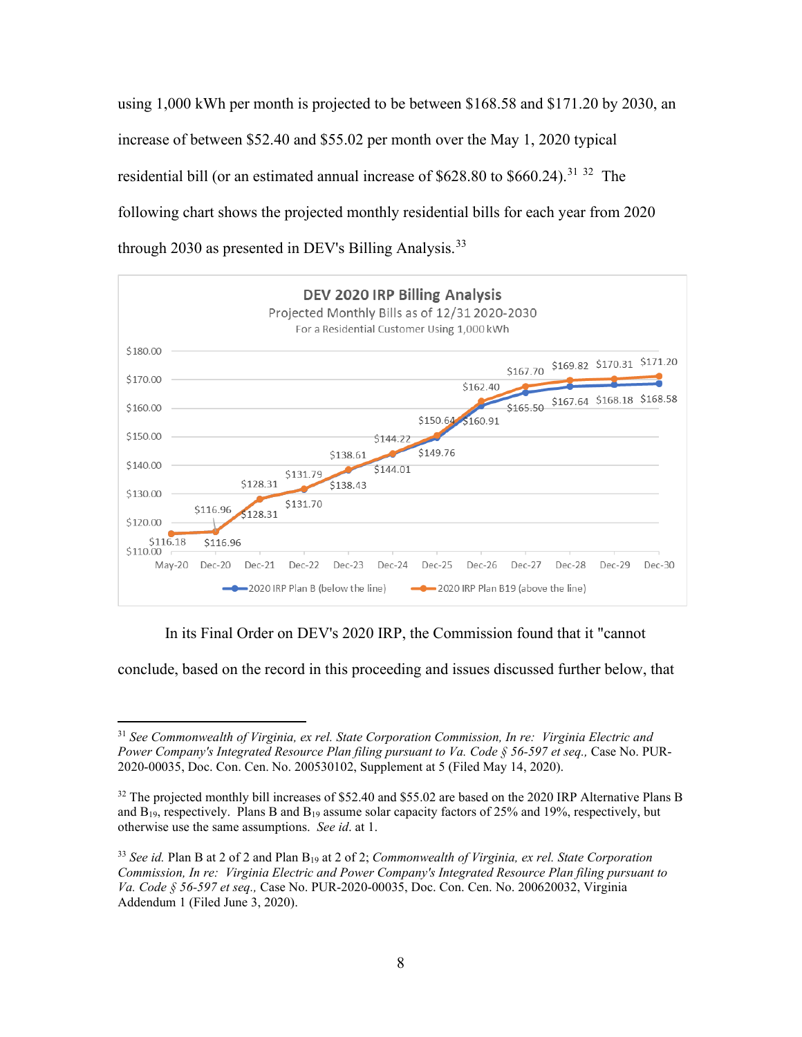using 1,000 kWh per month is projected to be between $168.58 and $171.20 by 2030, an increase of between $52.40 and $55.02 per month over the May 1, 2020 typical residential bill (or an estimated annual increase of $628.80 to $660.24).[31] [32] The following chart shows the projected monthly residential bills for each year from 2020 through 2030 as presented in DEV's Billing Analysis.[33]

**DEV 2020 IRP Billing Analysis**
Projected Monthly Bills as of 12/31 2020-2030
For a Residential Customer Using 1,000 kWh

| | 2020 IRP Plan B (below the line) | 2020 IRP Plan B19 (above the line) |
|---|---|---|
| May-20 | $116.18 | $116.18 |
| Dec-20 | $116.96 | $116.96 |
| Dec-21 | $128.31 | $128.31 |
| Dec-22 | $131.70 | $131.79 |
| Dec-23 | $138.43 | $138.61 |
| Dec-24 | $144.01 | $144.22 |
| Dec-25 | $149.76 | $150.64 |
| Dec-26 | $160.91 | $162.40 |
| Dec-27 | $165.50 | $167.70 |
| Dec-28 | $167.64 | $169.82 |
| Dec-29 | $168.18 | $170.31 |
| Dec-30 | $168.58 | $171.20 |

In its Final Order on DEV's 2020 IRP, the Commission found that it "cannot conclude, based on the record in this proceeding and issues discussed further below, that

---

[31] *See Commonwealth of Virginia, ex rel. State Corporation Commission, In re: Virginia Electric and Power Company's Integrated Resource Plan filing pursuant to Va. Code § 56-597 et seq.,* Case No. PUR-2020-00035, Doc. Con. Cen. No. 200530102, Supplement at 5 (Filed May 14, 2020).

[32] The projected monthly bill increases of $52.40 and $55.02 are based on the 2020 IRP Alternative Plans B and $B_{19}$, respectively. Plans B and $B_{19}$ assume solar capacity factors of 25% and 19%, respectively, but otherwise use the same assumptions. *See id.* at 1.

[33] *See id.* Plan B at 2 of 2 and Plan $B_{19}$ at 2 of 2; *Commonwealth of Virginia, ex rel. State Corporation Commission, In re: Virginia Electric and Power Company's Integrated Resource Plan filing pursuant to Va. Code § 56-597 et seq.,* Case No. PUR-2020-00035, Doc. Con. Cen. No. 200620032, Virginia Addendum 1 (Filed June 3, 2020).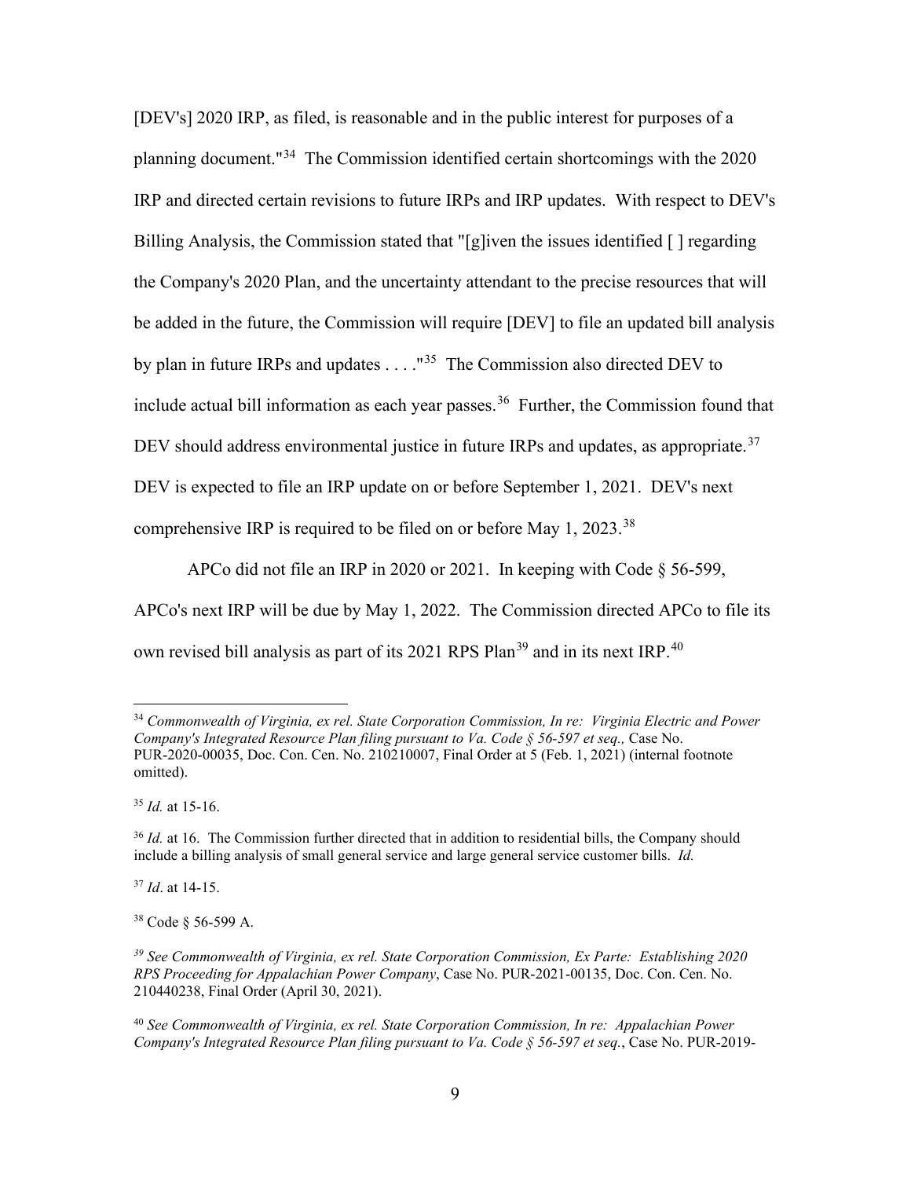[DEV's] 2020 IRP, as filed, is reasonable and in the public interest for purposes of a planning document."[34] The Commission identified certain shortcomings with the 2020 IRP and directed certain revisions to future IRPs and IRP updates. With respect to DEV's Billing Analysis, the Commission stated that "[g]iven the issues identified [ ] regarding the Company's 2020 Plan, and the uncertainty attendant to the precise resources that will be added in the future, the Commission will require [DEV] to file an updated bill analysis by plan in future IRPs and updates . . . ."[35] The Commission also directed DEV to include actual bill information as each year passes.[36] Further, the Commission found that DEV should address environmental justice in future IRPs and updates, as appropriate.[37] DEV is expected to file an IRP update on or before September 1, 2021. DEV's next comprehensive IRP is required to be filed on or before May 1, 2023.[38]

APCo did not file an IRP in 2020 or 2021. In keeping with Code § 56-599, APCo's next IRP will be due by May 1, 2022. The Commission directed APCo to file its own revised bill analysis as part of its 2021 RPS Plan[39] and in its next IRP.[40]

---

[34] *Commonwealth of Virginia, ex rel. State Corporation Commission, In re: Virginia Electric and Power Company's Integrated Resource Plan filing pursuant to Va. Code § 56-597 et seq.,* Case No. PUR-2020-00035, Doc. Con. Cen. No. 210210007, Final Order at 5 (Feb. 1, 2021) (internal footnote omitted).

[35] *Id.* at 15-16.

[36] *Id.* at 16. The Commission further directed that in addition to residential bills, the Company should include a billing analysis of small general service and large general service customer bills. *Id.*

[37] *Id*. at 14-15.

[38] Code § 56-599 A.

[39] *See Commonwealth of Virginia, ex rel. State Corporation Commission, Ex Parte: Establishing 2020 RPS Proceeding for Appalachian Power Company*, Case No. PUR-2021-00135, Doc. Con. Cen. No. 210440238, Final Order (April 30, 2021).

[40] *See Commonwealth of Virginia, ex rel. State Corporation Commission, In re: Appalachian Power Company's Integrated Resource Plan filing pursuant to Va. Code § 56-597 et seq.*, Case No. PUR-2019-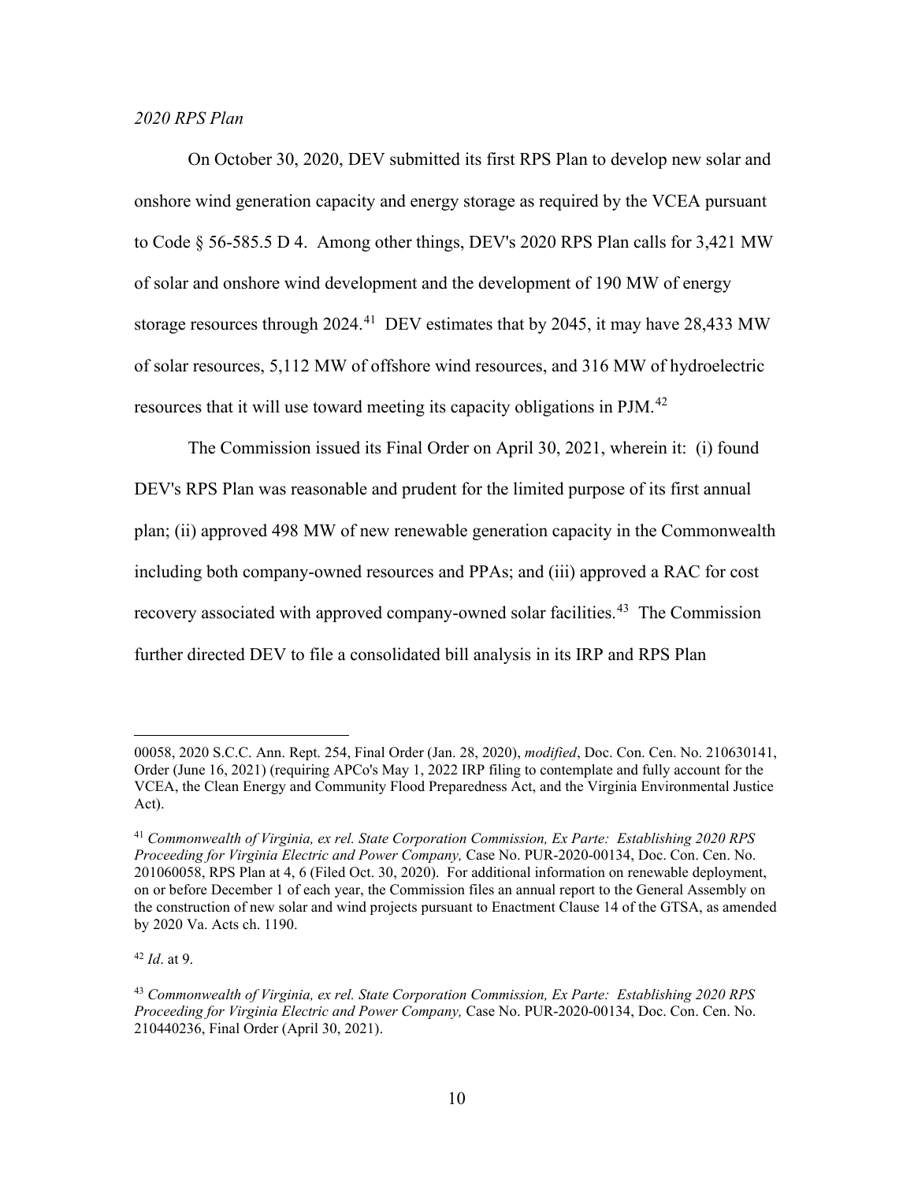*2020 RPS Plan*

On October 30, 2020, DEV submitted its first RPS Plan to develop new solar and onshore wind generation capacity and energy storage as required by the VCEA pursuant to Code § 56-585.5 D 4. Among other things, DEV's 2020 RPS Plan calls for 3,421 MW of solar and onshore wind development and the development of 190 MW of energy storage resources through 2024.[41] DEV estimates that by 2045, it may have 28,433 MW of solar resources, 5,112 MW of offshore wind resources, and 316 MW of hydroelectric resources that it will use toward meeting its capacity obligations in PJM.[42]

The Commission issued its Final Order on April 30, 2021, wherein it: (i) found DEV's RPS Plan was reasonable and prudent for the limited purpose of its first annual plan; (ii) approved 498 MW of new renewable generation capacity in the Commonwealth including both company-owned resources and PPAs; and (iii) approved a RAC for cost recovery associated with approved company-owned solar facilities.[43] The Commission further directed DEV to file a consolidated bill analysis in its IRP and RPS Plan

---

00058, 2020 S.C.C. Ann. Rept. 254, Final Order (Jan. 28, 2020), *modified*, Doc. Con. Cen. No. 210630141, Order (June 16, 2021) (requiring APCo's May 1, 2022 IRP filing to contemplate and fully account for the VCEA, the Clean Energy and Community Flood Preparedness Act, and the Virginia Environmental Justice Act).

[41] *Commonwealth of Virginia, ex rel. State Corporation Commission, Ex Parte: Establishing 2020 RPS Proceeding for Virginia Electric and Power Company,* Case No. PUR-2020-00134, Doc. Con. Cen. No. 201060058, RPS Plan at 4, 6 (Filed Oct. 30, 2020). For additional information on renewable deployment, on or before December 1 of each year, the Commission files an annual report to the General Assembly on the construction of new solar and wind projects pursuant to Enactment Clause 14 of the GTSA, as amended by 2020 Va. Acts ch. 1190.

[42] *Id*. at 9.

[43] *Commonwealth of Virginia, ex rel. State Corporation Commission, Ex Parte: Establishing 2020 RPS Proceeding for Virginia Electric and Power Company,* Case No. PUR-2020-00134, Doc. Con. Cen. No. 210440236, Final Order (April 30, 2021).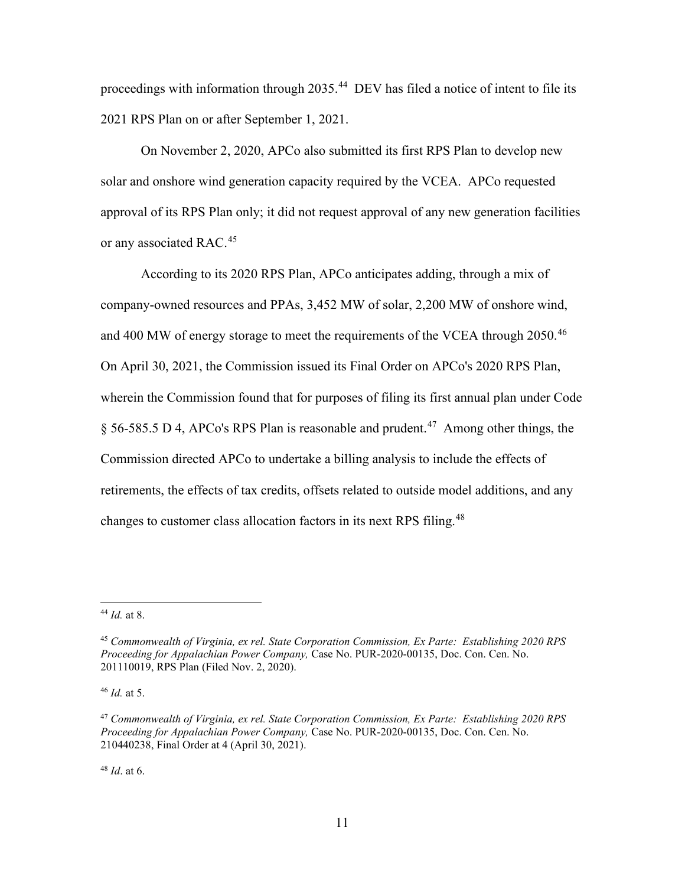proceedings with information through 2035.[44] DEV has filed a notice of intent to file its 2021 RPS Plan on or after September 1, 2021.

On November 2, 2020, APCo also submitted its first RPS Plan to develop new solar and onshore wind generation capacity required by the VCEA. APCo requested approval of its RPS Plan only; it did not request approval of any new generation facilities or any associated RAC.[45]

According to its 2020 RPS Plan, APCo anticipates adding, through a mix of company-owned resources and PPAs, 3,452 MW of solar, 2,200 MW of onshore wind, and 400 MW of energy storage to meet the requirements of the VCEA through 2050.[46] On April 30, 2021, the Commission issued its Final Order on APCo's 2020 RPS Plan, wherein the Commission found that for purposes of filing its first annual plan under Code § 56-585.5 D 4, APCo's RPS Plan is reasonable and prudent.[47] Among other things, the Commission directed APCo to undertake a billing analysis to include the effects of retirements, the effects of tax credits, offsets related to outside model additions, and any changes to customer class allocation factors in its next RPS filing.[48]

---

[44] *Id.* at 8.

[45] *Commonwealth of Virginia, ex rel. State Corporation Commission, Ex Parte: Establishing 2020 RPS Proceeding for Appalachian Power Company,* Case No. PUR-2020-00135, Doc. Con. Cen. No. 201110019, RPS Plan (Filed Nov. 2, 2020).

[46] *Id.* at 5.

[47] *Commonwealth of Virginia, ex rel. State Corporation Commission, Ex Parte: Establishing 2020 RPS Proceeding for Appalachian Power Company,* Case No. PUR-2020-00135, Doc. Con. Cen. No. 210440238, Final Order at 4 (April 30, 2021).

[48] *Id*. at 6.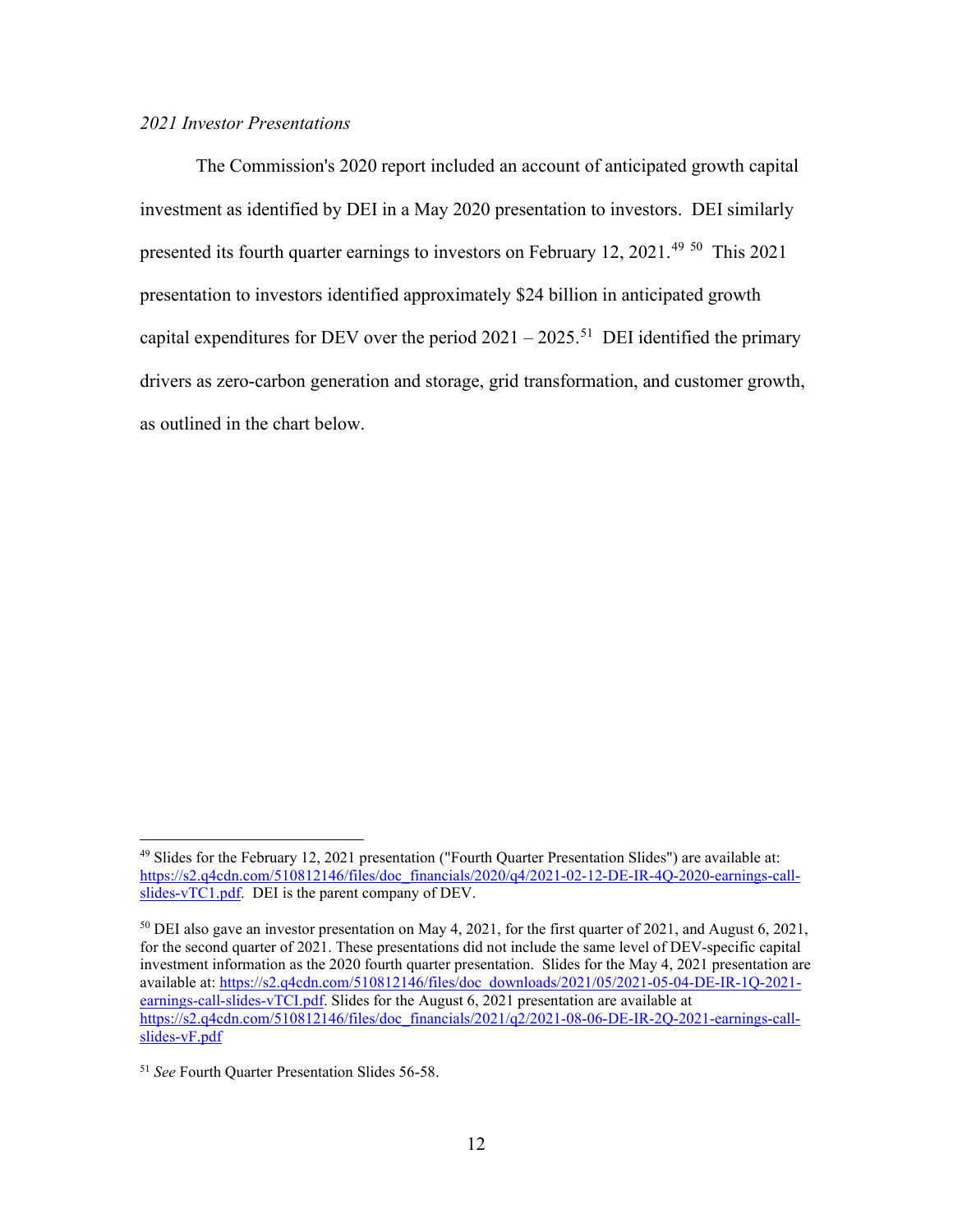*2021 Investor Presentations*

The Commission's 2020 report included an account of anticipated growth capital investment as identified by DEI in a May 2020 presentation to investors. DEI similarly presented its fourth quarter earnings to investors on February 12, 2021.[49] [50] This 2021 presentation to investors identified approximately $24 billion in anticipated growth capital expenditures for DEV over the period 2021 – 2025.[51] DEI identified the primary drivers as zero-carbon generation and storage, grid transformation, and customer growth, as outlined in the chart below.

---

[49] Slides for the February 12, 2021 presentation ("Fourth Quarter Presentation Slides") are available at: https://s2.q4cdn.com/510812146/files/doc_financials/2020/q4/2021-02-12-DE-IR-4Q-2020-earnings-call-slides-vTC1.pdf. DEI is the parent company of DEV.

[50] DEI also gave an investor presentation on May 4, 2021, for the first quarter of 2021, and August 6, 2021, for the second quarter of 2021. These presentations did not include the same level of DEV-specific capital investment information as the 2020 fourth quarter presentation. Slides for the May 4, 2021 presentation are available at: https://s2.q4cdn.com/510812146/files/doc_downloads/2021/05/2021-05-04-DE-IR-1Q-2021-earnings-call-slides-vTCI.pdf. Slides for the August 6, 2021 presentation are available at https://s2.q4cdn.com/510812146/files/doc_financials/2021/q2/2021-08-06-DE-IR-2Q-2021-earnings-call-slides-vF.pdf

[51] *See* Fourth Quarter Presentation Slides 56-58.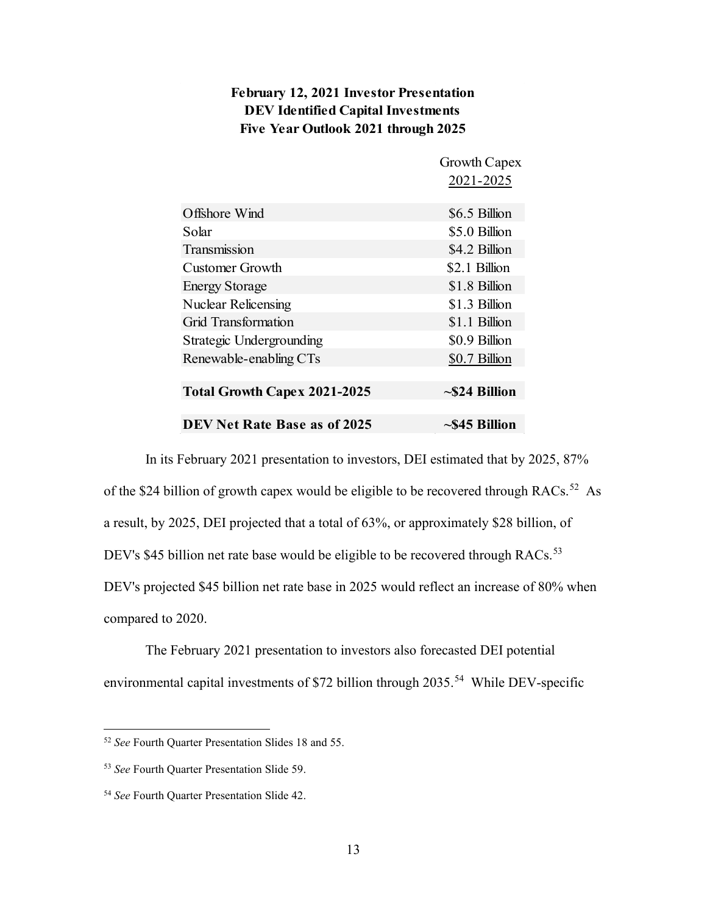**February 12, 2021 Investor Presentation**
**DEV Identified Capital Investments**
**Five Year Outlook 2021 through 2025**

| | Growth Capex 2021-2025 |
|---|---|
| Offshore Wind | $6.5 Billion |
| Solar | $5.0 Billion |
| Transmission | $4.2 Billion |
| Customer Growth | $2.1 Billion |
| Energy Storage | $1.8 Billion |
| Nuclear Relicensing | $1.3 Billion |
| Grid Transformation | $1.1 Billion |
| Strategic Undergrounding | $0.9 Billion |
| Renewable-enabling CTs | $0.7 Billion |
| **Total Growth Capex 2021-2025** | **~$24 Billion** |
| **DEV Net Rate Base as of 2025** | **~$45 Billion** |

In its February 2021 presentation to investors, DEI estimated that by 2025, 87% of the $24 billion of growth capex would be eligible to be recovered through RACs.[52] As a result, by 2025, DEI projected that a total of 63%, or approximately $28 billion, of DEV's $45 billion net rate base would be eligible to be recovered through RACs.[53] DEV's projected $45 billion net rate base in 2025 would reflect an increase of 80% when compared to 2020.

The February 2021 presentation to investors also forecasted DEI potential environmental capital investments of $72 billion through 2035.[54] While DEV-specific

[52] *See* Fourth Quarter Presentation Slides 18 and 55.

[53] *See* Fourth Quarter Presentation Slide 59.

[54] *See* Fourth Quarter Presentation Slide 42.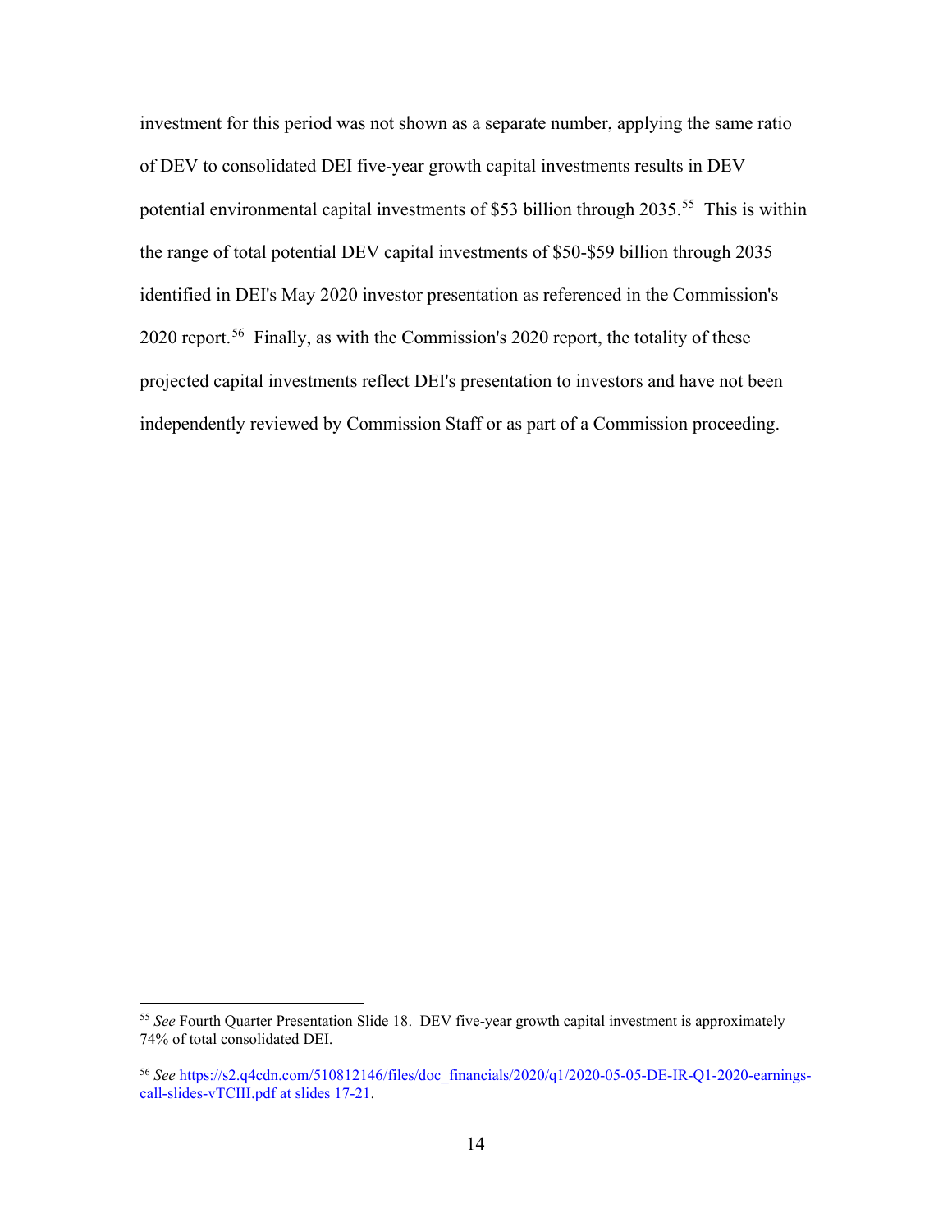investment for this period was not shown as a separate number, applying the same ratio of DEV to consolidated DEI five-year growth capital investments results in DEV potential environmental capital investments of $53 billion through 2035.[55] This is within the range of total potential DEV capital investments of $50-$59 billion through 2035 identified in DEI's May 2020 investor presentation as referenced in the Commission's 2020 report.[56] Finally, as with the Commission's 2020 report, the totality of these projected capital investments reflect DEI's presentation to investors and have not been independently reviewed by Commission Staff or as part of a Commission proceeding.

---

[55] *See* Fourth Quarter Presentation Slide 18. DEV five-year growth capital investment is approximately 74% of total consolidated DEI.

[56] *See* [https://s2.q4cdn.com/510812146/files/doc_financials/2020/q1/2020-05-05-DE-IR-Q1-2020-earnings-call-slides-vTCIII.pdf at slides 17-21](https://s2.q4cdn.com/510812146/files/doc_financials/2020/q1/2020-05-05-DE-IR-Q1-2020-earnings-call-slides-vTCIII.pdf).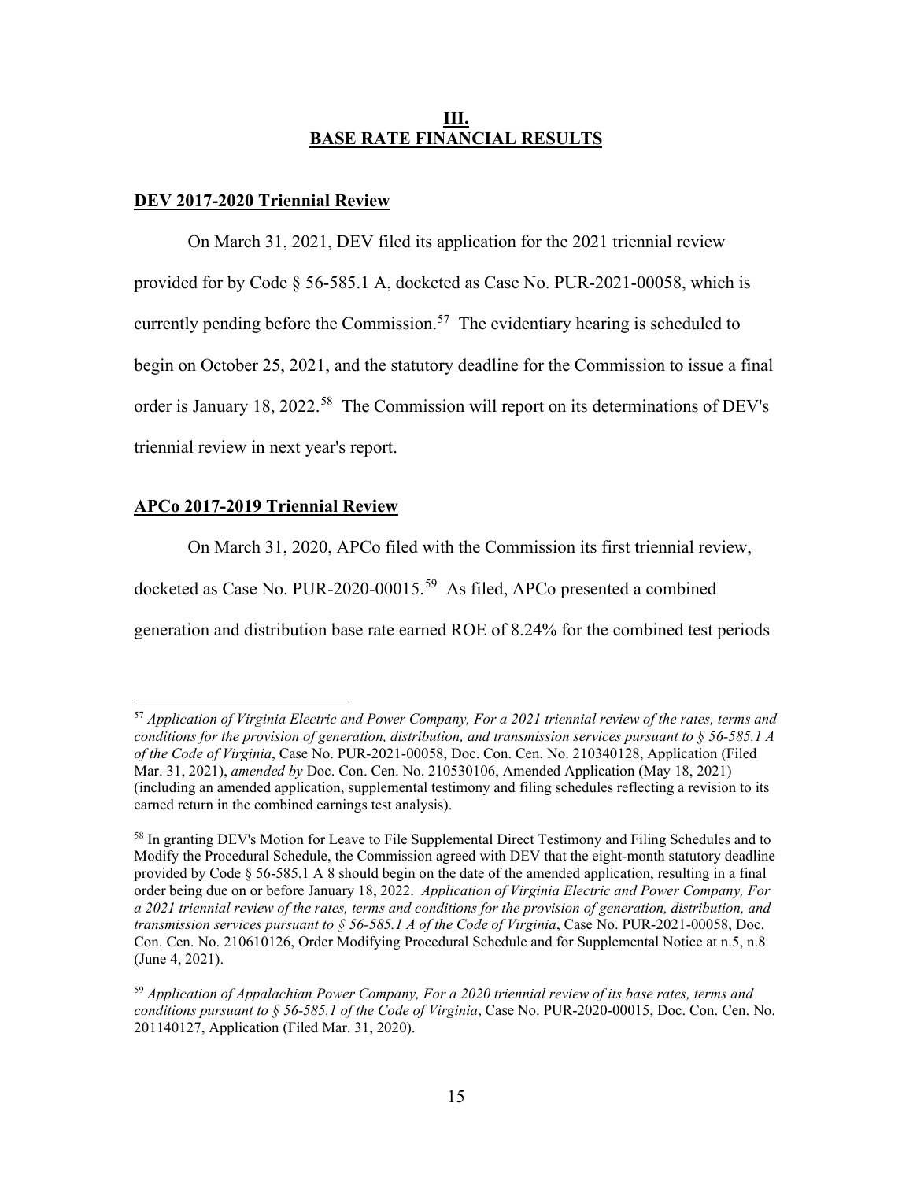## III. BASE RATE FINANCIAL RESULTS

### DEV 2017-2020 Triennial Review

On March 31, 2021, DEV filed its application for the 2021 triennial review provided for by Code § 56-585.1 A, docketed as Case No. PUR-2021-00058, which is currently pending before the Commission.[57] The evidentiary hearing is scheduled to begin on October 25, 2021, and the statutory deadline for the Commission to issue a final order is January 18, 2022.[58] The Commission will report on its determinations of DEV's triennial review in next year's report.

### APCo 2017-2019 Triennial Review

On March 31, 2020, APCo filed with the Commission its first triennial review, docketed as Case No. PUR-2020-00015.[59] As filed, APCo presented a combined generation and distribution base rate earned ROE of 8.24% for the combined test periods

---

[57] *Application of Virginia Electric and Power Company, For a 2021 triennial review of the rates, terms and conditions for the provision of generation, distribution, and transmission services pursuant to § 56-585.1 A of the Code of Virginia*, Case No. PUR-2021-00058, Doc. Con. Cen. No. 210340128, Application (Filed Mar. 31, 2021), *amended by* Doc. Con. Cen. No. 210530106, Amended Application (May 18, 2021) (including an amended application, supplemental testimony and filing schedules reflecting a revision to its earned return in the combined earnings test analysis).

[58] In granting DEV's Motion for Leave to File Supplemental Direct Testimony and Filing Schedules and to Modify the Procedural Schedule, the Commission agreed with DEV that the eight-month statutory deadline provided by Code § 56-585.1 A 8 should begin on the date of the amended application, resulting in a final order being due on or before January 18, 2022. *Application of Virginia Electric and Power Company, For a 2021 triennial review of the rates, terms and conditions for the provision of generation, distribution, and transmission services pursuant to § 56-585.1 A of the Code of Virginia*, Case No. PUR-2021-00058, Doc. Con. Cen. No. 210610126, Order Modifying Procedural Schedule and for Supplemental Notice at n.5, n.8 (June 4, 2021).

[59] *Application of Appalachian Power Company, For a 2020 triennial review of its base rates, terms and conditions pursuant to § 56-585.1 of the Code of Virginia*, Case No. PUR-2020-00015, Doc. Con. Cen. No. 201140127, Application (Filed Mar. 31, 2020).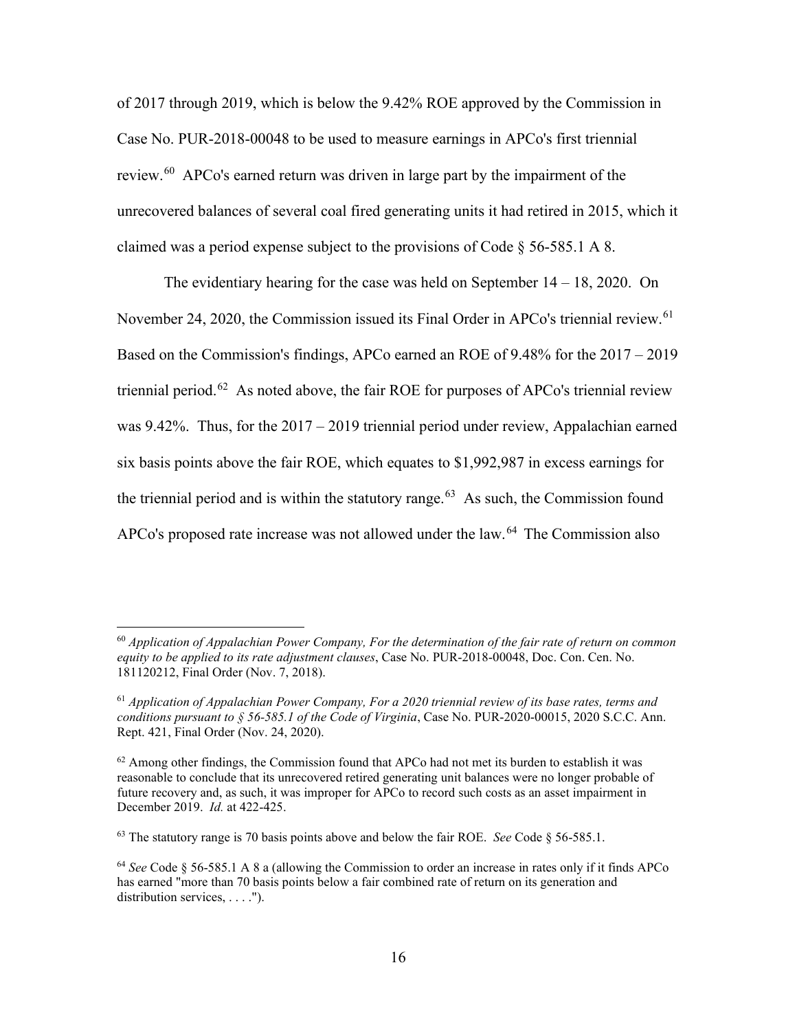of 2017 through 2019, which is below the 9.42% ROE approved by the Commission in Case No. PUR-2018-00048 to be used to measure earnings in APCo's first triennial review.[60] APCo's earned return was driven in large part by the impairment of the unrecovered balances of several coal fired generating units it had retired in 2015, which it claimed was a period expense subject to the provisions of Code § 56-585.1 A 8.

The evidentiary hearing for the case was held on September 14 – 18, 2020. On November 24, 2020, the Commission issued its Final Order in APCo's triennial review.[61] Based on the Commission's findings, APCo earned an ROE of 9.48% for the 2017 – 2019 triennial period.[62] As noted above, the fair ROE for purposes of APCo's triennial review was 9.42%. Thus, for the 2017 – 2019 triennial period under review, Appalachian earned six basis points above the fair ROE, which equates to $1,992,987 in excess earnings for the triennial period and is within the statutory range.[63] As such, the Commission found APCo's proposed rate increase was not allowed under the law.[64] The Commission also

---

[60] *Application of Appalachian Power Company, For the determination of the fair rate of return on common equity to be applied to its rate adjustment clauses*, Case No. PUR-2018-00048, Doc. Con. Cen. No. 181120212, Final Order (Nov. 7, 2018).

[61] *Application of Appalachian Power Company, For a 2020 triennial review of its base rates, terms and conditions pursuant to § 56-585.1 of the Code of Virginia*, Case No. PUR-2020-00015, 2020 S.C.C. Ann. Rept. 421, Final Order (Nov. 24, 2020).

[62] Among other findings, the Commission found that APCo had not met its burden to establish it was reasonable to conclude that its unrecovered retired generating unit balances were no longer probable of future recovery and, as such, it was improper for APCo to record such costs as an asset impairment in December 2019. *Id.* at 422-425.

[63] The statutory range is 70 basis points above and below the fair ROE. *See* Code § 56-585.1.

[64] *See* Code § 56-585.1 A 8 a (allowing the Commission to order an increase in rates only if it finds APCo has earned "more than 70 basis points below a fair combined rate of return on its generation and distribution services, . . . .").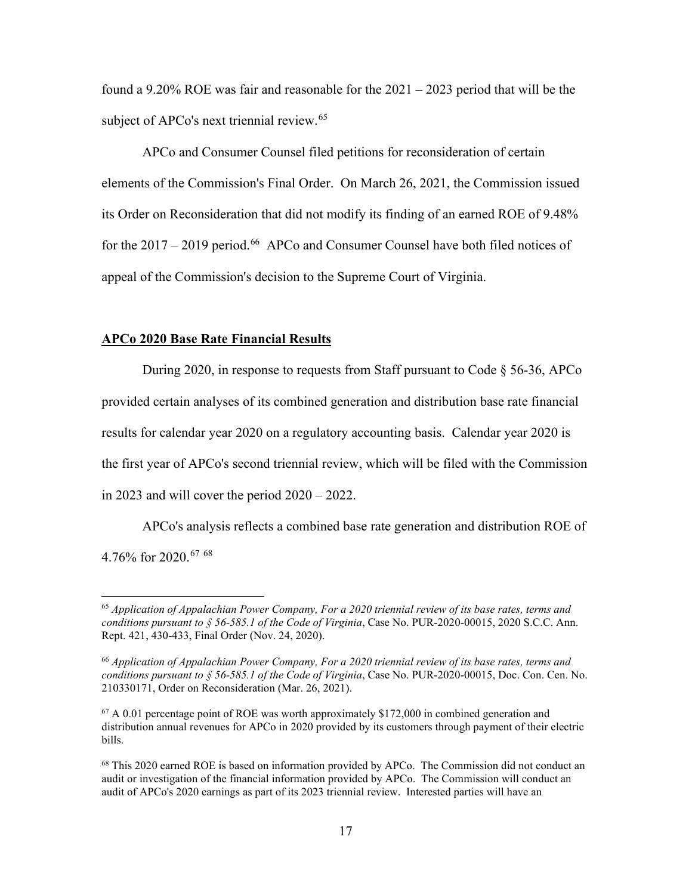found a 9.20% ROE was fair and reasonable for the 2021 – 2023 period that will be the subject of APCo's next triennial review.[65]

APCo and Consumer Counsel filed petitions for reconsideration of certain elements of the Commission's Final Order. On March 26, 2021, the Commission issued its Order on Reconsideration that did not modify its finding of an earned ROE of 9.48% for the 2017 – 2019 period.[66] APCo and Consumer Counsel have both filed notices of appeal of the Commission's decision to the Supreme Court of Virginia.

**APCo 2020 Base Rate Financial Results**

During 2020, in response to requests from Staff pursuant to Code § 56-36, APCo provided certain analyses of its combined generation and distribution base rate financial results for calendar year 2020 on a regulatory accounting basis. Calendar year 2020 is the first year of APCo's second triennial review, which will be filed with the Commission in 2023 and will cover the period 2020 – 2022.

APCo's analysis reflects a combined base rate generation and distribution ROE of 4.76% for 2020.[67] [68]

---

[65] *Application of Appalachian Power Company, For a 2020 triennial review of its base rates, terms and conditions pursuant to § 56-585.1 of the Code of Virginia*, Case No. PUR-2020-00015, 2020 S.C.C. Ann. Rept. 421, 430-433, Final Order (Nov. 24, 2020).

[66] *Application of Appalachian Power Company, For a 2020 triennial review of its base rates, terms and conditions pursuant to § 56-585.1 of the Code of Virginia*, Case No. PUR-2020-00015, Doc. Con. Cen. No. 210330171, Order on Reconsideration (Mar. 26, 2021).

[67] A 0.01 percentage point of ROE was worth approximately $172,000 in combined generation and distribution annual revenues for APCo in 2020 provided by its customers through payment of their electric bills.

[68] This 2020 earned ROE is based on information provided by APCo. The Commission did not conduct an audit or investigation of the financial information provided by APCo. The Commission will conduct an audit of APCo's 2020 earnings as part of its 2023 triennial review. Interested parties will have an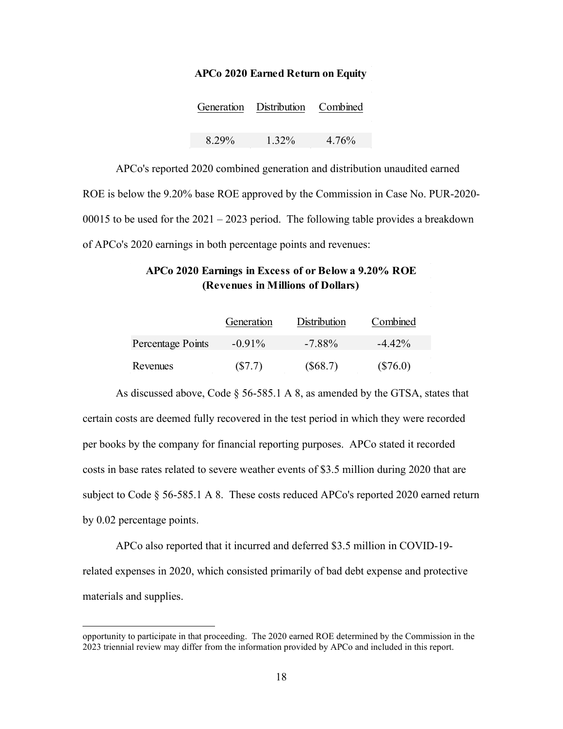**APCo 2020 Earned Return on Equity**

| Generation | Distribution | Combined |
|---|---|---|
| 8.29% | 1.32% | 4.76% |

APCo's reported 2020 combined generation and distribution unaudited earned ROE is below the 9.20% base ROE approved by the Commission in Case No. PUR-2020-00015 to be used for the 2021 – 2023 period. The following table provides a breakdown of APCo's 2020 earnings in both percentage points and revenues:

**APCo 2020 Earnings in Excess of or Below a 9.20% ROE**
**(Revenues in Millions of Dollars)**

| | Generation | Distribution | Combined |
|---|---|---|---|
| Percentage Points | -0.91% | -7.88% | -4.42% |
| Revenues | ($7.7) | ($68.7) | ($76.0) |

As discussed above, Code § 56-585.1 A 8, as amended by the GTSA, states that certain costs are deemed fully recovered in the test period in which they were recorded per books by the company for financial reporting purposes. APCo stated it recorded costs in base rates related to severe weather events of $3.5 million during 2020 that are subject to Code § 56-585.1 A 8. These costs reduced APCo's reported 2020 earned return by 0.02 percentage points.

APCo also reported that it incurred and deferred $3.5 million in COVID-19-related expenses in 2020, which consisted primarily of bad debt expense and protective materials and supplies.

---

opportunity to participate in that proceeding. The 2020 earned ROE determined by the Commission in the 2023 triennial review may differ from the information provided by APCo and included in this report.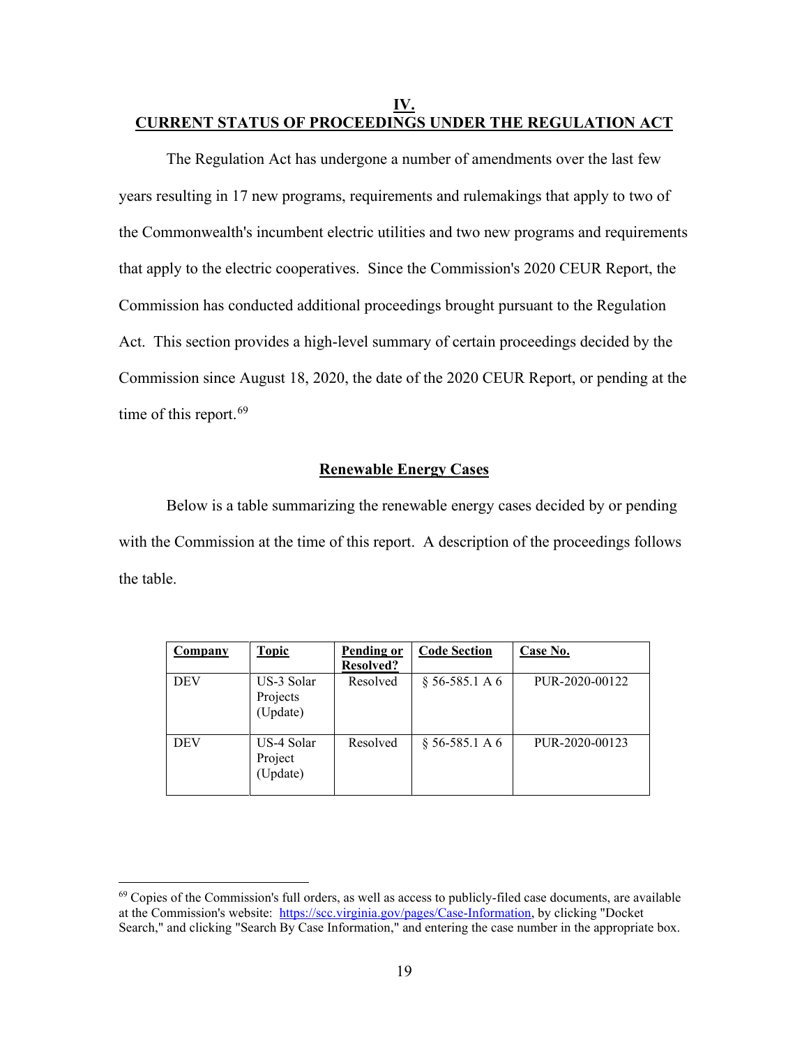## IV.
## CURRENT STATUS OF PROCEEDINGS UNDER THE REGULATION ACT

The Regulation Act has undergone a number of amendments over the last few years resulting in 17 new programs, requirements and rulemakings that apply to two of the Commonwealth's incumbent electric utilities and two new programs and requirements that apply to the electric cooperatives. Since the Commission's 2020 CEUR Report, the Commission has conducted additional proceedings brought pursuant to the Regulation Act. This section provides a high-level summary of certain proceedings decided by the Commission since August 18, 2020, the date of the 2020 CEUR Report, or pending at the time of this report.[69]

### Renewable Energy Cases

Below is a table summarizing the renewable energy cases decided by or pending with the Commission at the time of this report. A description of the proceedings follows the table.

| Company | Topic | Pending or Resolved? | Code Section | Case No. |
|---|---|---|---|---|
| DEV | US-3 Solar Projects (Update) | Resolved | § 56-585.1 A 6 | PUR-2020-00122 |
| DEV | US-4 Solar Project (Update) | Resolved | § 56-585.1 A 6 | PUR-2020-00123 |

[69] Copies of the Commission's full orders, as well as access to publicly-filed case documents, are available at the Commission's website: https://scc.virginia.gov/pages/Case-Information, by clicking "Docket Search," and clicking "Search By Case Information," and entering the case number in the appropriate box.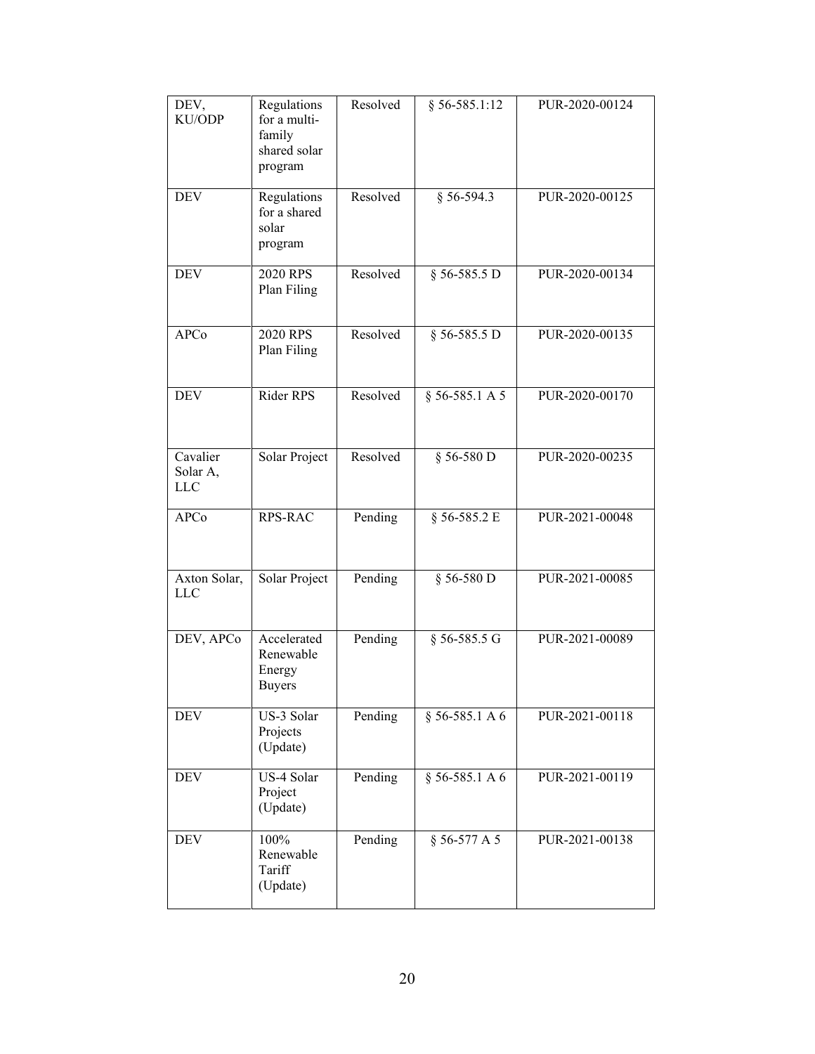| DEV, KU/ODP | Regulations for a multi-family shared solar program | Resolved | § 56-585.1:12 | PUR-2020-00124 |
|---|---|---|---|---|
| DEV | Regulations for a shared solar program | Resolved | § 56-594.3 | PUR-2020-00125 |
| DEV | 2020 RPS Plan Filing | Resolved | § 56-585.5 D | PUR-2020-00134 |
| APCo | 2020 RPS Plan Filing | Resolved | § 56-585.5 D | PUR-2020-00135 |
| DEV | Rider RPS | Resolved | § 56-585.1 A 5 | PUR-2020-00170 |
| Cavalier Solar A, LLC | Solar Project | Resolved | § 56-580 D | PUR-2020-00235 |
| APCo | RPS-RAC | Pending | § 56-585.2 E | PUR-2021-00048 |
| Axton Solar, LLC | Solar Project | Pending | § 56-580 D | PUR-2021-00085 |
| DEV, APCo | Accelerated Renewable Energy Buyers | Pending | § 56-585.5 G | PUR-2021-00089 |
| DEV | US-3 Solar Projects (Update) | Pending | § 56-585.1 A 6 | PUR-2021-00118 |
| DEV | US-4 Solar Project (Update) | Pending | § 56-585.1 A 6 | PUR-2021-00119 |
| DEV | 100% Renewable Tariff (Update) | Pending | § 56-577 A 5 | PUR-2021-00138 |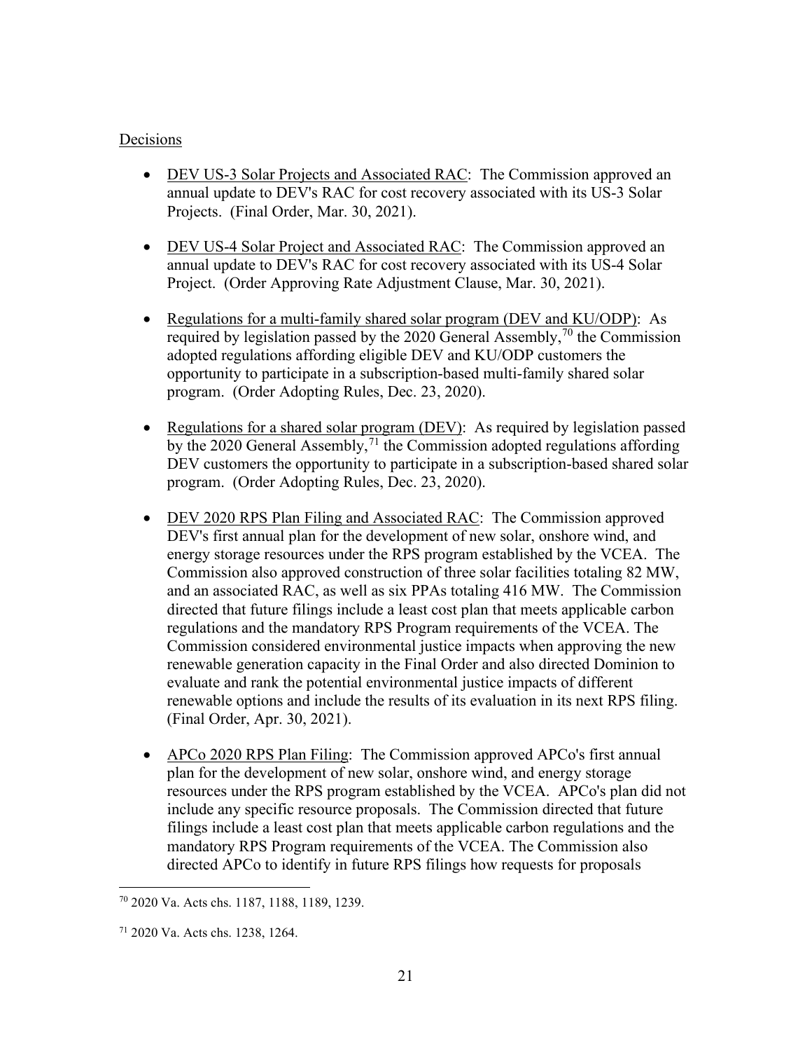Decisions

- DEV US-3 Solar Projects and Associated RAC: The Commission approved an annual update to DEV's RAC for cost recovery associated with its US-3 Solar Projects. (Final Order, Mar. 30, 2021).

- DEV US-4 Solar Project and Associated RAC: The Commission approved an annual update to DEV's RAC for cost recovery associated with its US-4 Solar Project. (Order Approving Rate Adjustment Clause, Mar. 30, 2021).

- Regulations for a multi-family shared solar program (DEV and KU/ODP): As required by legislation passed by the 2020 General Assembly,[70] the Commission adopted regulations affording eligible DEV and KU/ODP customers the opportunity to participate in a subscription-based multi-family shared solar program. (Order Adopting Rules, Dec. 23, 2020).

- Regulations for a shared solar program (DEV): As required by legislation passed by the 2020 General Assembly,[71] the Commission adopted regulations affording DEV customers the opportunity to participate in a subscription-based shared solar program. (Order Adopting Rules, Dec. 23, 2020).

- DEV 2020 RPS Plan Filing and Associated RAC: The Commission approved DEV's first annual plan for the development of new solar, onshore wind, and energy storage resources under the RPS program established by the VCEA. The Commission also approved construction of three solar facilities totaling 82 MW, and an associated RAC, as well as six PPAs totaling 416 MW. The Commission directed that future filings include a least cost plan that meets applicable carbon regulations and the mandatory RPS Program requirements of the VCEA. The Commission considered environmental justice impacts when approving the new renewable generation capacity in the Final Order and also directed Dominion to evaluate and rank the potential environmental justice impacts of different renewable options and include the results of its evaluation in its next RPS filing. (Final Order, Apr. 30, 2021).

- APCo 2020 RPS Plan Filing: The Commission approved APCo's first annual plan for the development of new solar, onshore wind, and energy storage resources under the RPS program established by the VCEA. APCo's plan did not include any specific resource proposals. The Commission directed that future filings include a least cost plan that meets applicable carbon regulations and the mandatory RPS Program requirements of the VCEA. The Commission also directed APCo to identify in future RPS filings how requests for proposals

[70] 2020 Va. Acts chs. 1187, 1188, 1189, 1239.

[71] 2020 Va. Acts chs. 1238, 1264.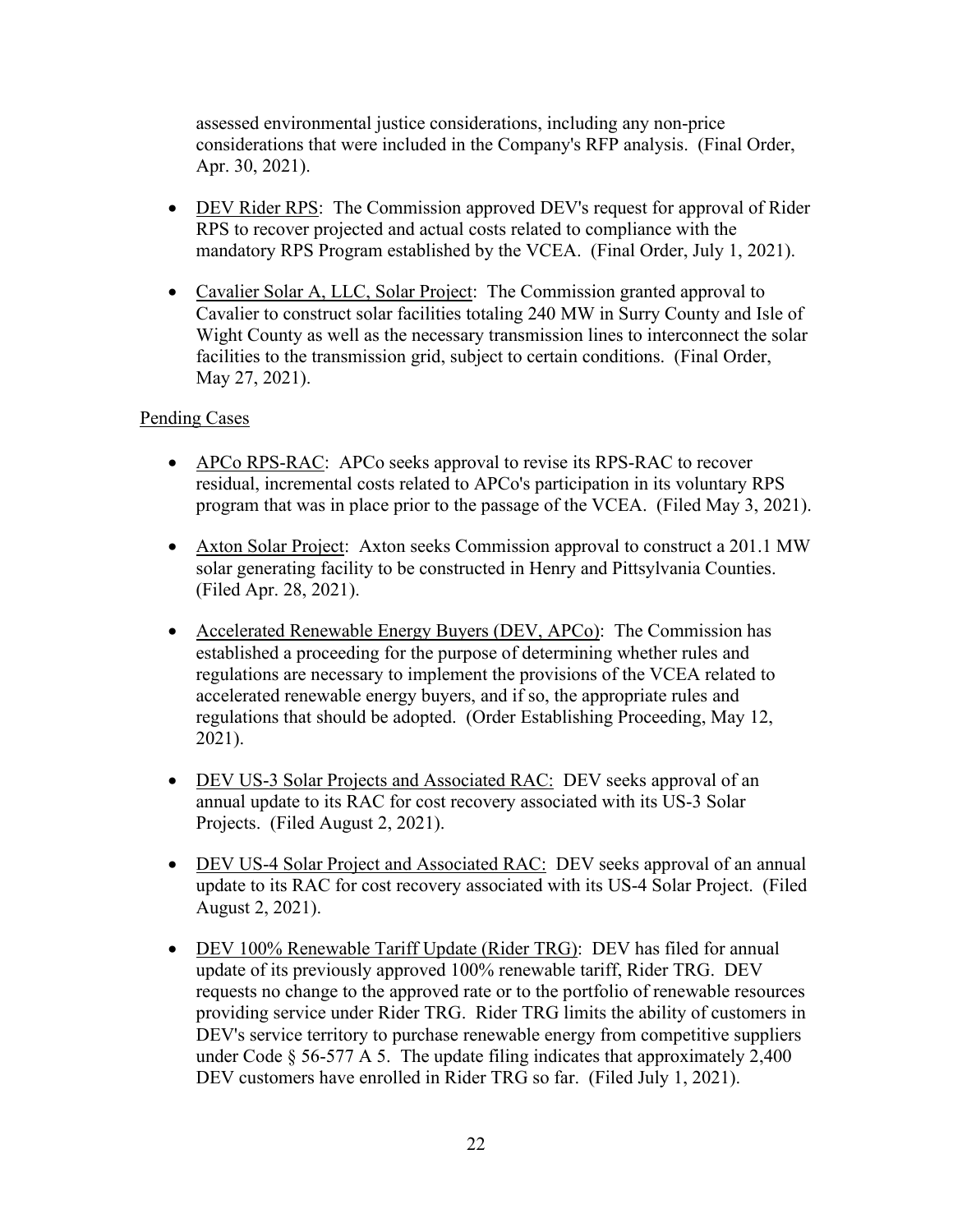assessed environmental justice considerations, including any non-price considerations that were included in the Company's RFP analysis. (Final Order, Apr. 30, 2021).

- DEV Rider RPS: The Commission approved DEV's request for approval of Rider RPS to recover projected and actual costs related to compliance with the mandatory RPS Program established by the VCEA. (Final Order, July 1, 2021).

- Cavalier Solar A, LLC, Solar Project: The Commission granted approval to Cavalier to construct solar facilities totaling 240 MW in Surry County and Isle of Wight County as well as the necessary transmission lines to interconnect the solar facilities to the transmission grid, subject to certain conditions. (Final Order, May 27, 2021).

Pending Cases

- APCo RPS-RAC: APCo seeks approval to revise its RPS-RAC to recover residual, incremental costs related to APCo's participation in its voluntary RPS program that was in place prior to the passage of the VCEA. (Filed May 3, 2021).

- Axton Solar Project: Axton seeks Commission approval to construct a 201.1 MW solar generating facility to be constructed in Henry and Pittsylvania Counties. (Filed Apr. 28, 2021).

- Accelerated Renewable Energy Buyers (DEV, APCo): The Commission has established a proceeding for the purpose of determining whether rules and regulations are necessary to implement the provisions of the VCEA related to accelerated renewable energy buyers, and if so, the appropriate rules and regulations that should be adopted. (Order Establishing Proceeding, May 12, 2021).

- DEV US-3 Solar Projects and Associated RAC: DEV seeks approval of an annual update to its RAC for cost recovery associated with its US-3 Solar Projects. (Filed August 2, 2021).

- DEV US-4 Solar Project and Associated RAC: DEV seeks approval of an annual update to its RAC for cost recovery associated with its US-4 Solar Project. (Filed August 2, 2021).

- DEV 100% Renewable Tariff Update (Rider TRG): DEV has filed for annual update of its previously approved 100% renewable tariff, Rider TRG. DEV requests no change to the approved rate or to the portfolio of renewable resources providing service under Rider TRG. Rider TRG limits the ability of customers in DEV's service territory to purchase renewable energy from competitive suppliers under Code § 56-577 A 5. The update filing indicates that approximately 2,400 DEV customers have enrolled in Rider TRG so far. (Filed July 1, 2021).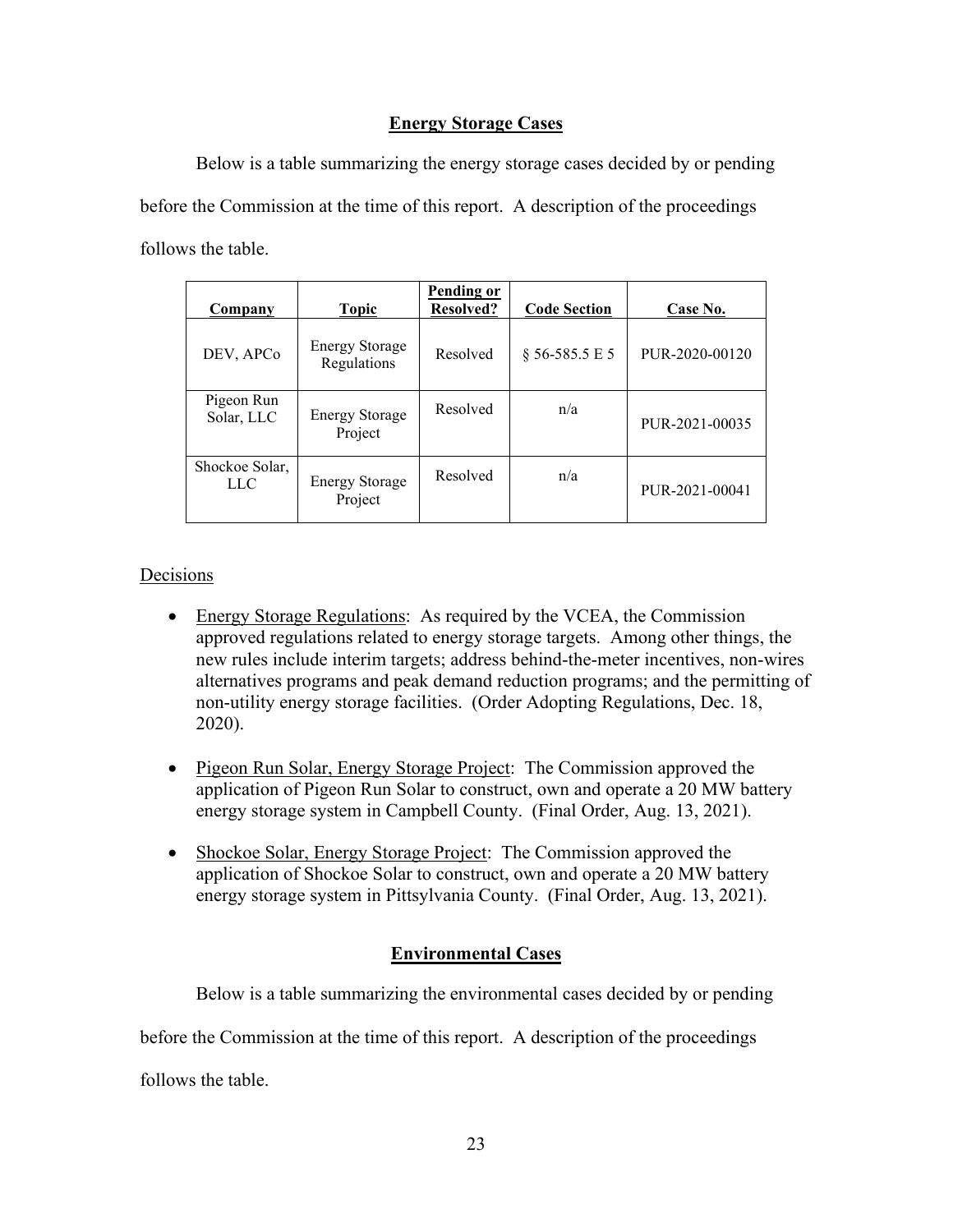## Energy Storage Cases

Below is a table summarizing the energy storage cases decided by or pending before the Commission at the time of this report. A description of the proceedings follows the table.

| Company | Topic | Pending or Resolved? | Code Section | Case No. |
|---|---|---|---|---|
| DEV, APCo | Energy Storage Regulations | Resolved | § 56-585.5 E 5 | PUR-2020-00120 |
| Pigeon Run Solar, LLC | Energy Storage Project | Resolved | n/a | PUR-2021-00035 |
| Shockoe Solar, LLC | Energy Storage Project | Resolved | n/a | PUR-2021-00041 |

Decisions

- Energy Storage Regulations: As required by the VCEA, the Commission approved regulations related to energy storage targets. Among other things, the new rules include interim targets; address behind-the-meter incentives, non-wires alternatives programs and peak demand reduction programs; and the permitting of non-utility energy storage facilities. (Order Adopting Regulations, Dec. 18, 2020).
- Pigeon Run Solar, Energy Storage Project: The Commission approved the application of Pigeon Run Solar to construct, own and operate a 20 MW battery energy storage system in Campbell County. (Final Order, Aug. 13, 2021).
- Shockoe Solar, Energy Storage Project: The Commission approved the application of Shockoe Solar to construct, own and operate a 20 MW battery energy storage system in Pittsylvania County. (Final Order, Aug. 13, 2021).

## Environmental Cases

Below is a table summarizing the environmental cases decided by or pending before the Commission at the time of this report. A description of the proceedings follows the table.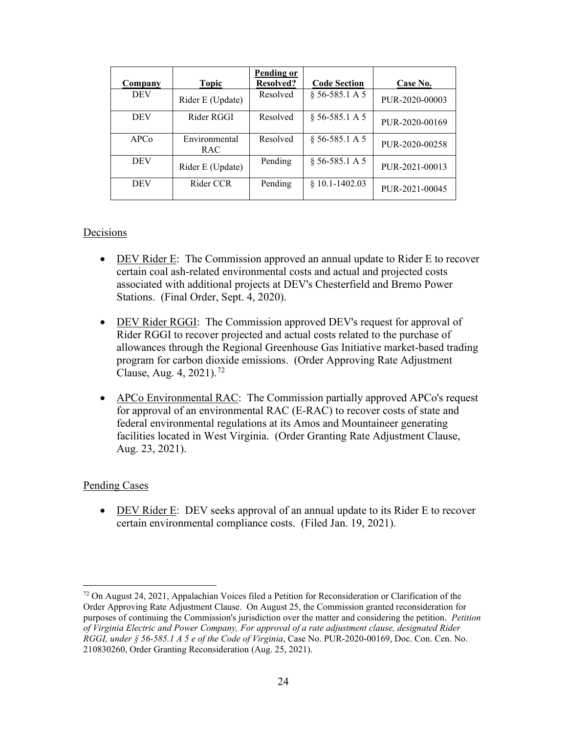| Company | Topic | Pending or Resolved? | Code Section | Case No. |
|---|---|---|---|---|
| DEV | Rider E (Update) | Resolved | § 56-585.1 A 5 | PUR-2020-00003 |
| DEV | Rider RGGI | Resolved | § 56-585.1 A 5 | PUR-2020-00169 |
| APCo | Environmental RAC | Resolved | § 56-585.1 A 5 | PUR-2020-00258 |
| DEV | Rider E (Update) | Pending | § 56-585.1 A 5 | PUR-2021-00013 |
| DEV | Rider CCR | Pending | § 10.1-1402.03 | PUR-2021-00045 |

Decisions

- DEV Rider E: The Commission approved an annual update to Rider E to recover certain coal ash-related environmental costs and actual and projected costs associated with additional projects at DEV's Chesterfield and Bremo Power Stations. (Final Order, Sept. 4, 2020).

- DEV Rider RGGI: The Commission approved DEV's request for approval of Rider RGGI to recover projected and actual costs related to the purchase of allowances through the Regional Greenhouse Gas Initiative market-based trading program for carbon dioxide emissions. (Order Approving Rate Adjustment Clause, Aug. 4, 2021).[72]

- APCo Environmental RAC: The Commission partially approved APCo's request for approval of an environmental RAC (E-RAC) to recover costs of state and federal environmental regulations at its Amos and Mountaineer generating facilities located in West Virginia. (Order Granting Rate Adjustment Clause, Aug. 23, 2021).

Pending Cases

- DEV Rider E: DEV seeks approval of an annual update to its Rider E to recover certain environmental compliance costs. (Filed Jan. 19, 2021).

[72] On August 24, 2021, Appalachian Voices filed a Petition for Reconsideration or Clarification of the Order Approving Rate Adjustment Clause. On August 25, the Commission granted reconsideration for purposes of continuing the Commission's jurisdiction over the matter and considering the petition. *Petition of Virginia Electric and Power Company, For approval of a rate adjustment clause, designated Rider RGGI, under § 56-585.1 A 5 e of the Code of Virginia*, Case No. PUR-2020-00169, Doc. Con. Cen. No. 210830260, Order Granting Reconsideration (Aug. 25, 2021).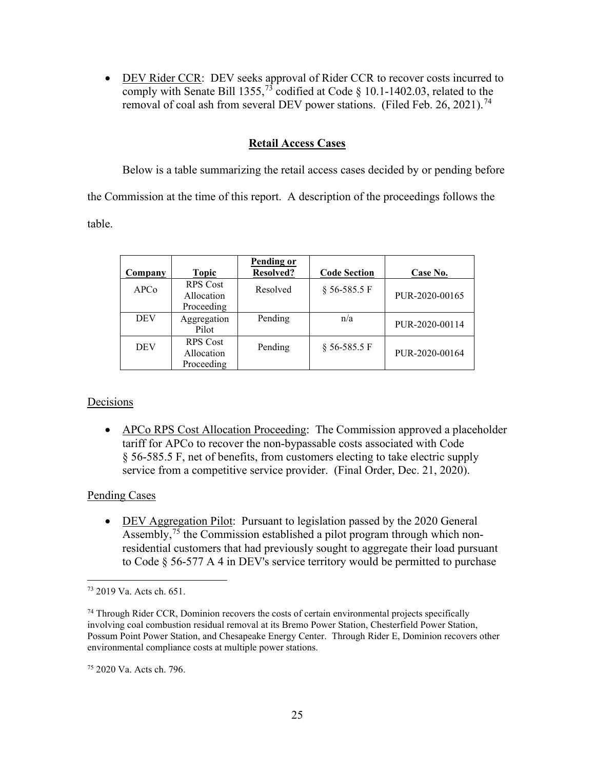- DEV Rider CCR: DEV seeks approval of Rider CCR to recover costs incurred to comply with Senate Bill 1355,[73] codified at Code § 10.1-1402.03, related to the removal of coal ash from several DEV power stations. (Filed Feb. 26, 2021).[74]

## Retail Access Cases

Below is a table summarizing the retail access cases decided by or pending before the Commission at the time of this report. A description of the proceedings follows the table.

| Company | Topic | Pending or Resolved? | Code Section | Case No. |
|---|---|---|---|---|
| APCo | RPS Cost Allocation Proceeding | Resolved | § 56-585.5 F | PUR-2020-00165 |
| DEV | Aggregation Pilot | Pending | n/a | PUR-2020-00114 |
| DEV | RPS Cost Allocation Proceeding | Pending | § 56-585.5 F | PUR-2020-00164 |

### Decisions

- APCo RPS Cost Allocation Proceeding: The Commission approved a placeholder tariff for APCo to recover the non-bypassable costs associated with Code § 56-585.5 F, net of benefits, from customers electing to take electric supply service from a competitive service provider. (Final Order, Dec. 21, 2020).

### Pending Cases

- DEV Aggregation Pilot: Pursuant to legislation passed by the 2020 General Assembly,[75] the Commission established a pilot program through which non-residential customers that had previously sought to aggregate their load pursuant to Code § 56-577 A 4 in DEV's service territory would be permitted to purchase

---

[73] 2019 Va. Acts ch. 651.

[74] Through Rider CCR, Dominion recovers the costs of certain environmental projects specifically involving coal combustion residual removal at its Bremo Power Station, Chesterfield Power Station, Possum Point Power Station, and Chesapeake Energy Center. Through Rider E, Dominion recovers other environmental compliance costs at multiple power stations.

[75] 2020 Va. Acts ch. 796.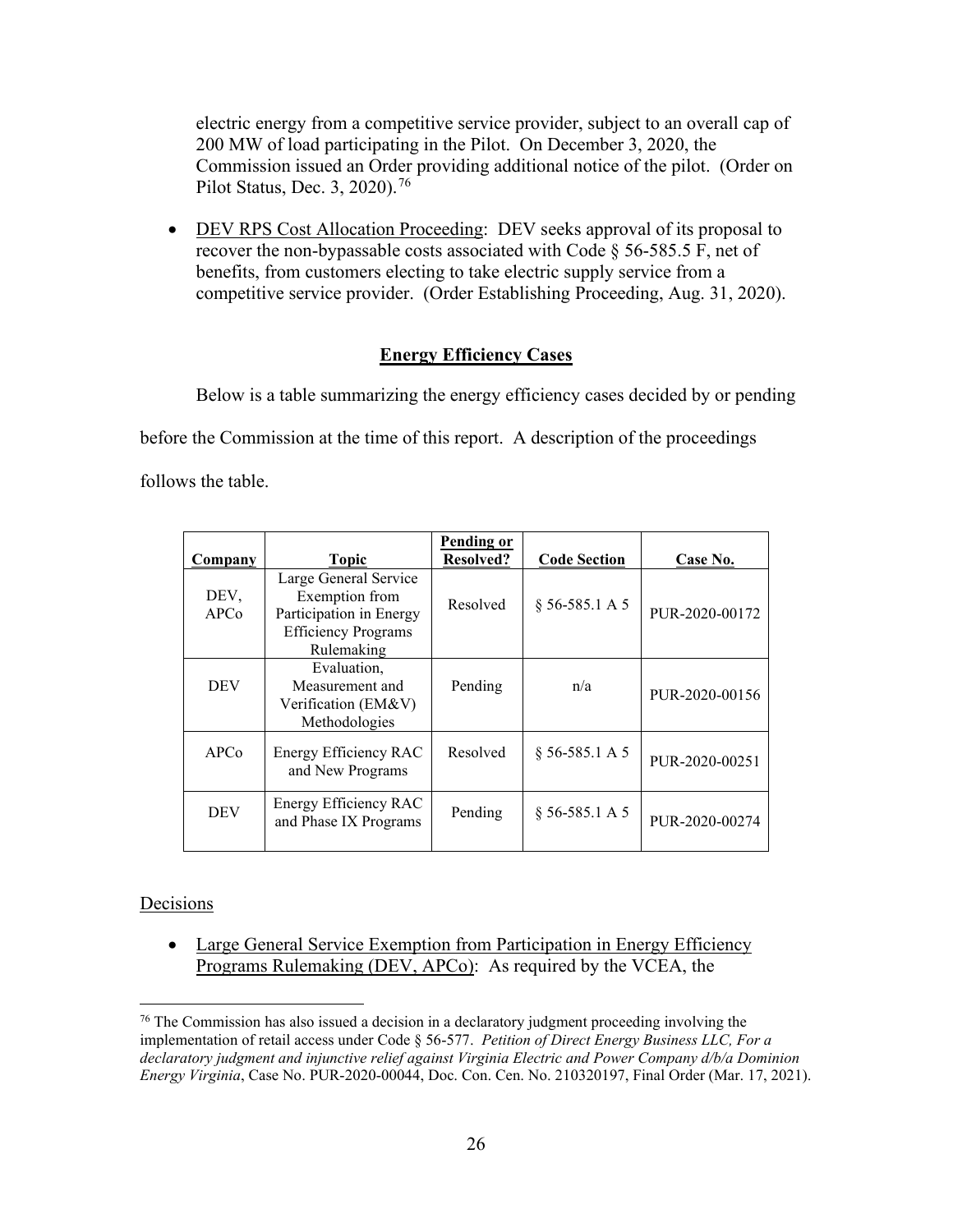electric energy from a competitive service provider, subject to an overall cap of 200 MW of load participating in the Pilot. On December 3, 2020, the Commission issued an Order providing additional notice of the pilot. (Order on Pilot Status, Dec. 3, 2020).[76]

- DEV RPS Cost Allocation Proceeding: DEV seeks approval of its proposal to recover the non-bypassable costs associated with Code § 56-585.5 F, net of benefits, from customers electing to take electric supply service from a competitive service provider. (Order Establishing Proceeding, Aug. 31, 2020).

## Energy Efficiency Cases

Below is a table summarizing the energy efficiency cases decided by or pending before the Commission at the time of this report. A description of the proceedings follows the table.

| Company | Topic | Pending or Resolved? | Code Section | Case No. |
|---|---|---|---|---|
| DEV, APCo | Large General Service Exemption from Participation in Energy Efficiency Programs Rulemaking | Resolved | § 56-585.1 A 5 | PUR-2020-00172 |
| DEV | Evaluation, Measurement and Verification (EM&V) Methodologies | Pending | n/a | PUR-2020-00156 |
| APCo | Energy Efficiency RAC and New Programs | Resolved | § 56-585.1 A 5 | PUR-2020-00251 |
| DEV | Energy Efficiency RAC and Phase IX Programs | Pending | § 56-585.1 A 5 | PUR-2020-00274 |

Decisions

- Large General Service Exemption from Participation in Energy Efficiency Programs Rulemaking (DEV, APCo): As required by the VCEA, the

[76] The Commission has also issued a decision in a declaratory judgment proceeding involving the implementation of retail access under Code § 56-577. *Petition of Direct Energy Business LLC, For a declaratory judgment and injunctive relief against Virginia Electric and Power Company d/b/a Dominion Energy Virginia*, Case No. PUR-2020-00044, Doc. Con. Cen. No. 210320197, Final Order (Mar. 17, 2021).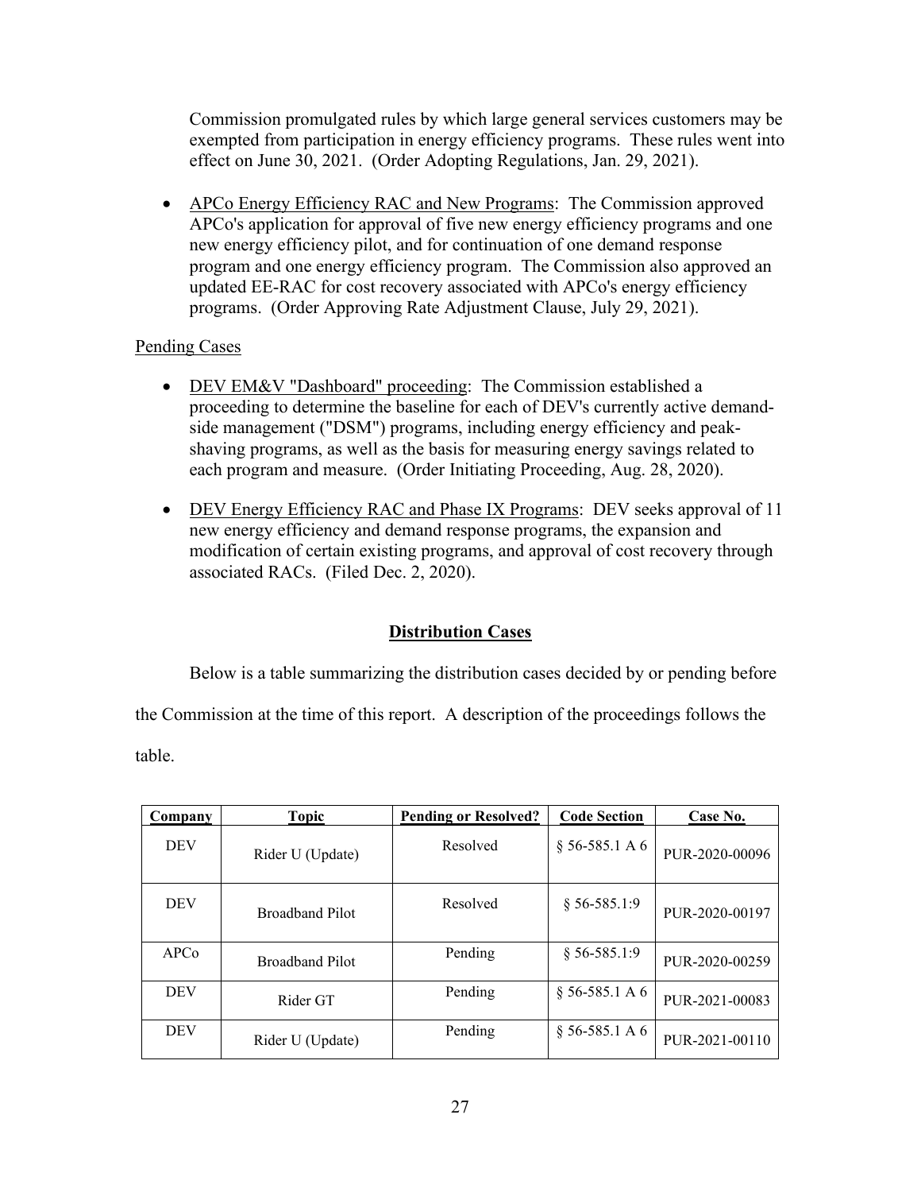Commission promulgated rules by which large general services customers may be exempted from participation in energy efficiency programs. These rules went into effect on June 30, 2021. (Order Adopting Regulations, Jan. 29, 2021).

- APCo Energy Efficiency RAC and New Programs: The Commission approved APCo's application for approval of five new energy efficiency programs and one new energy efficiency pilot, and for continuation of one demand response program and one energy efficiency program. The Commission also approved an updated EE-RAC for cost recovery associated with APCo's energy efficiency programs. (Order Approving Rate Adjustment Clause, July 29, 2021).

Pending Cases

- DEV EM&V "Dashboard" proceeding: The Commission established a proceeding to determine the baseline for each of DEV's currently active demand-side management ("DSM") programs, including energy efficiency and peak-shaving programs, as well as the basis for measuring energy savings related to each program and measure. (Order Initiating Proceeding, Aug. 28, 2020).

- DEV Energy Efficiency RAC and Phase IX Programs: DEV seeks approval of 11 new energy efficiency and demand response programs, the expansion and modification of certain existing programs, and approval of cost recovery through associated RACs. (Filed Dec. 2, 2020).

## Distribution Cases

Below is a table summarizing the distribution cases decided by or pending before the Commission at the time of this report. A description of the proceedings follows the table.

| Company | Topic | Pending or Resolved? | Code Section | Case No. |
|---|---|---|---|---|
| DEV | Rider U (Update) | Resolved | § 56-585.1 A 6 | PUR-2020-00096 |
| DEV | Broadband Pilot | Resolved | § 56-585.1:9 | PUR-2020-00197 |
| APCo | Broadband Pilot | Pending | § 56-585.1:9 | PUR-2020-00259 |
| DEV | Rider GT | Pending | § 56-585.1 A 6 | PUR-2021-00083 |
| DEV | Rider U (Update) | Pending | § 56-585.1 A 6 | PUR-2021-00110 |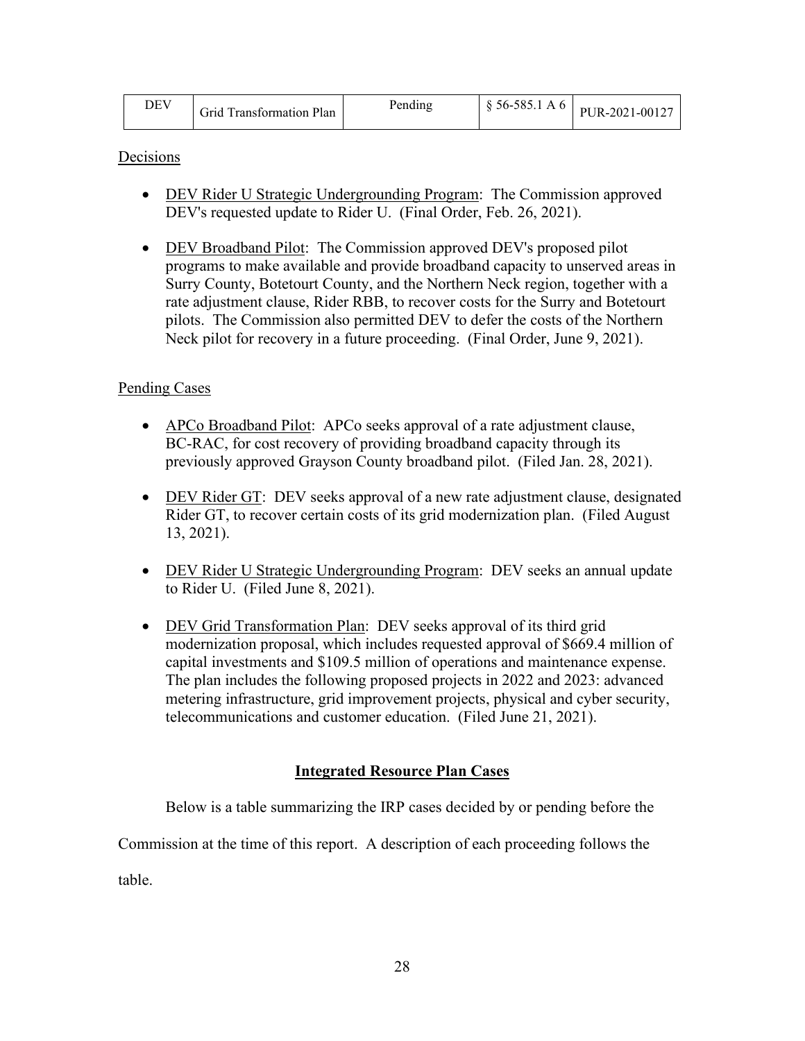| DEV | Grid Transformation Plan | Pending | § 56-585.1 A 6 | PUR-2021-00127 |
|---|---|---|---|---|

Decisions

- DEV Rider U Strategic Undergrounding Program: The Commission approved DEV's requested update to Rider U. (Final Order, Feb. 26, 2021).
- DEV Broadband Pilot: The Commission approved DEV's proposed pilot programs to make available and provide broadband capacity to unserved areas in Surry County, Botetourt County, and the Northern Neck region, together with a rate adjustment clause, Rider RBB, to recover costs for the Surry and Botetourt pilots. The Commission also permitted DEV to defer the costs of the Northern Neck pilot for recovery in a future proceeding. (Final Order, June 9, 2021).

Pending Cases

- APCo Broadband Pilot: APCo seeks approval of a rate adjustment clause, BC-RAC, for cost recovery of providing broadband capacity through its previously approved Grayson County broadband pilot. (Filed Jan. 28, 2021).
- DEV Rider GT: DEV seeks approval of a new rate adjustment clause, designated Rider GT, to recover certain costs of its grid modernization plan. (Filed August 13, 2021).
- DEV Rider U Strategic Undergrounding Program: DEV seeks an annual update to Rider U. (Filed June 8, 2021).
- DEV Grid Transformation Plan: DEV seeks approval of its third grid modernization proposal, which includes requested approval of $669.4 million of capital investments and $109.5 million of operations and maintenance expense. The plan includes the following proposed projects in 2022 and 2023: advanced metering infrastructure, grid improvement projects, physical and cyber security, telecommunications and customer education. (Filed June 21, 2021).

## Integrated Resource Plan Cases

Below is a table summarizing the IRP cases decided by or pending before the Commission at the time of this report. A description of each proceeding follows the table.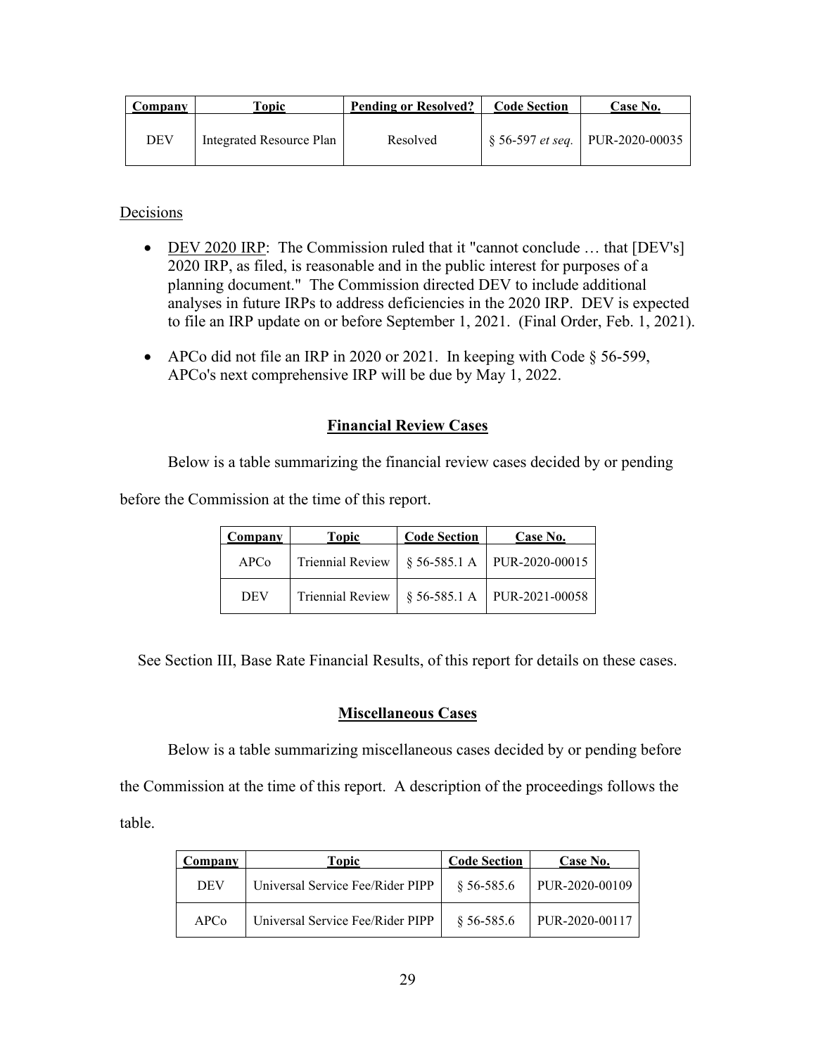| Company | Topic | Pending or Resolved? | Code Section | Case No. |
|---|---|---|---|---|
| DEV | Integrated Resource Plan | Resolved | § 56-597 *et seq.* | PUR-2020-00035 |

Decisions

- DEV 2020 IRP: The Commission ruled that it "cannot conclude … that [DEV's] 2020 IRP, as filed, is reasonable and in the public interest for purposes of a planning document." The Commission directed DEV to include additional analyses in future IRPs to address deficiencies in the 2020 IRP. DEV is expected to file an IRP update on or before September 1, 2021. (Final Order, Feb. 1, 2021).
- APCo did not file an IRP in 2020 or 2021. In keeping with Code § 56-599, APCo's next comprehensive IRP will be due by May 1, 2022.

## Financial Review Cases

Below is a table summarizing the financial review cases decided by or pending before the Commission at the time of this report.

| Company | Topic | Code Section | Case No. |
|---|---|---|---|
| APCo | Triennial Review | § 56-585.1 A | PUR-2020-00015 |
| DEV | Triennial Review | § 56-585.1 A | PUR-2021-00058 |

See Section III, Base Rate Financial Results, of this report for details on these cases.

## Miscellaneous Cases

Below is a table summarizing miscellaneous cases decided by or pending before the Commission at the time of this report. A description of the proceedings follows the table.

| Company | Topic | Code Section | Case No. |
|---|---|---|---|
| DEV | Universal Service Fee/Rider PIPP | § 56-585.6 | PUR-2020-00109 |
| APCo | Universal Service Fee/Rider PIPP | § 56-585.6 | PUR-2020-00117 |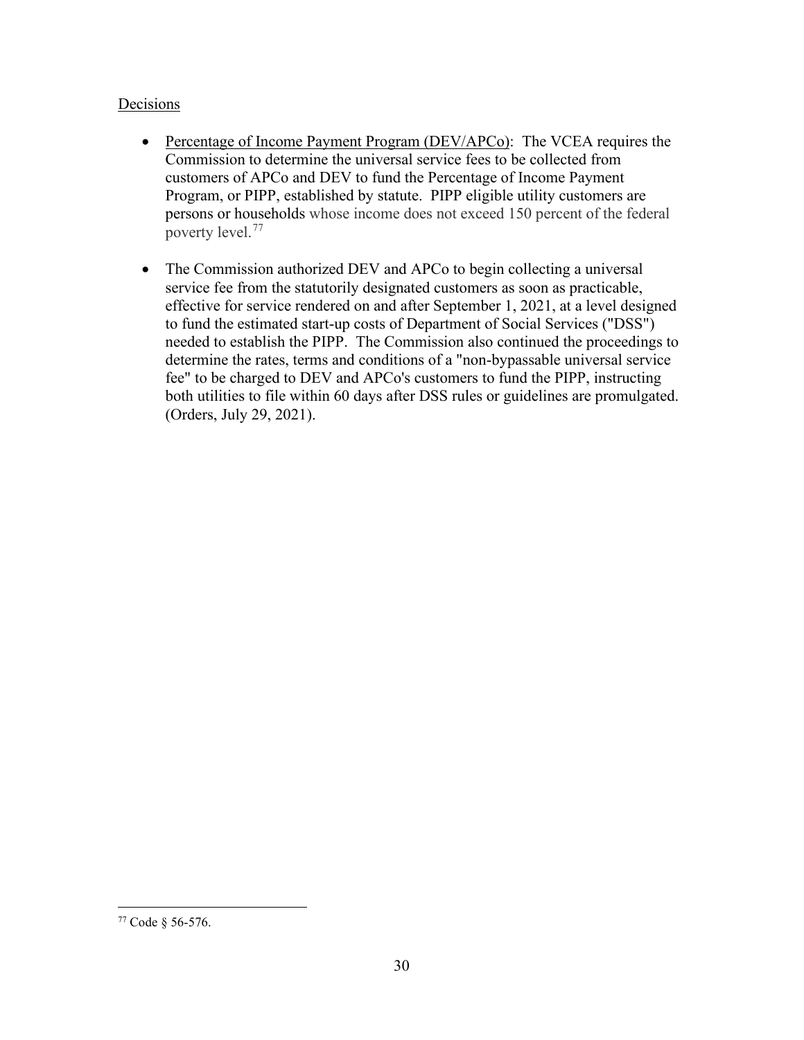<u>Decisions</u>

- <u>Percentage of Income Payment Program (DEV/APCo)</u>: The VCEA requires the Commission to determine the universal service fees to be collected from customers of APCo and DEV to fund the Percentage of Income Payment Program, or PIPP, established by statute. PIPP eligible utility customers are persons or households whose income does not exceed 150 percent of the federal poverty level.[77]

- The Commission authorized DEV and APCo to begin collecting a universal service fee from the statutorily designated customers as soon as practicable, effective for service rendered on and after September 1, 2021, at a level designed to fund the estimated start-up costs of Department of Social Services ("DSS") needed to establish the PIPP. The Commission also continued the proceedings to determine the rates, terms and conditions of a "non-bypassable universal service fee" to be charged to DEV and APCo's customers to fund the PIPP, instructing both utilities to file within 60 days after DSS rules or guidelines are promulgated. (Orders, July 29, 2021).

---

[77] Code § 56-576.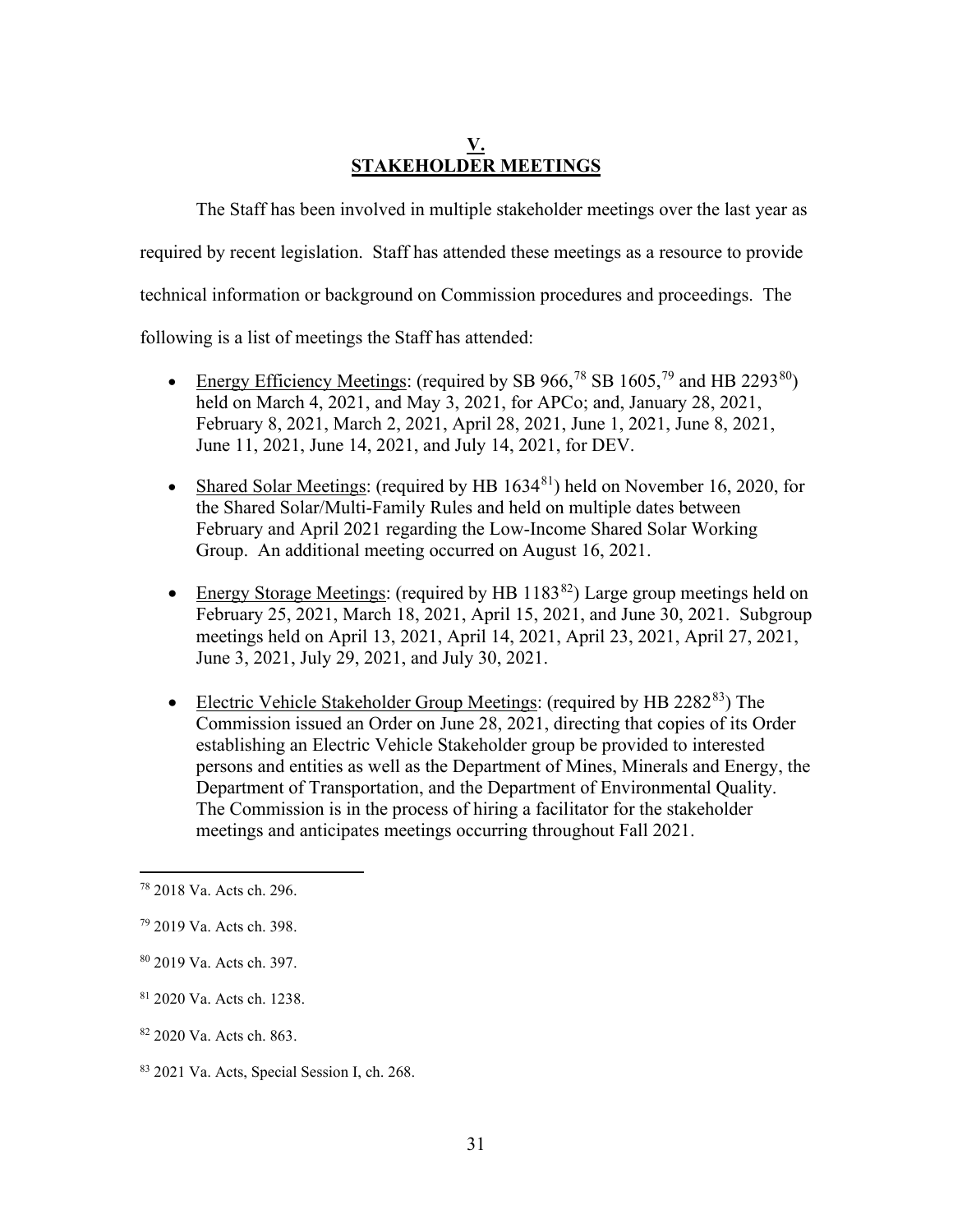## V. STAKEHOLDER MEETINGS

The Staff has been involved in multiple stakeholder meetings over the last year as required by recent legislation. Staff has attended these meetings as a resource to provide technical information or background on Commission procedures and proceedings. The following is a list of meetings the Staff has attended:

- Energy Efficiency Meetings: (required by SB 966,[78] SB 1605,[79] and HB 2293[80]) held on March 4, 2021, and May 3, 2021, for APCo; and, January 28, 2021, February 8, 2021, March 2, 2021, April 28, 2021, June 1, 2021, June 8, 2021, June 11, 2021, June 14, 2021, and July 14, 2021, for DEV.
- Shared Solar Meetings: (required by HB 1634[81]) held on November 16, 2020, for the Shared Solar/Multi-Family Rules and held on multiple dates between February and April 2021 regarding the Low-Income Shared Solar Working Group. An additional meeting occurred on August 16, 2021.
- Energy Storage Meetings: (required by HB 1183[82]) Large group meetings held on February 25, 2021, March 18, 2021, April 15, 2021, and June 30, 2021. Subgroup meetings held on April 13, 2021, April 14, 2021, April 23, 2021, April 27, 2021, June 3, 2021, July 29, 2021, and July 30, 2021.
- Electric Vehicle Stakeholder Group Meetings: (required by HB 2282[83]) The Commission issued an Order on June 28, 2021, directing that copies of its Order establishing an Electric Vehicle Stakeholder group be provided to interested persons and entities as well as the Department of Mines, Minerals and Energy, the Department of Transportation, and the Department of Environmental Quality. The Commission is in the process of hiring a facilitator for the stakeholder meetings and anticipates meetings occurring throughout Fall 2021.

---

[78] 2018 Va. Acts ch. 296.

[79] 2019 Va. Acts ch. 398.

[80] 2019 Va. Acts ch. 397.

[81] 2020 Va. Acts ch. 1238.

[82] 2020 Va. Acts ch. 863.

[83] 2021 Va. Acts, Special Session I, ch. 268.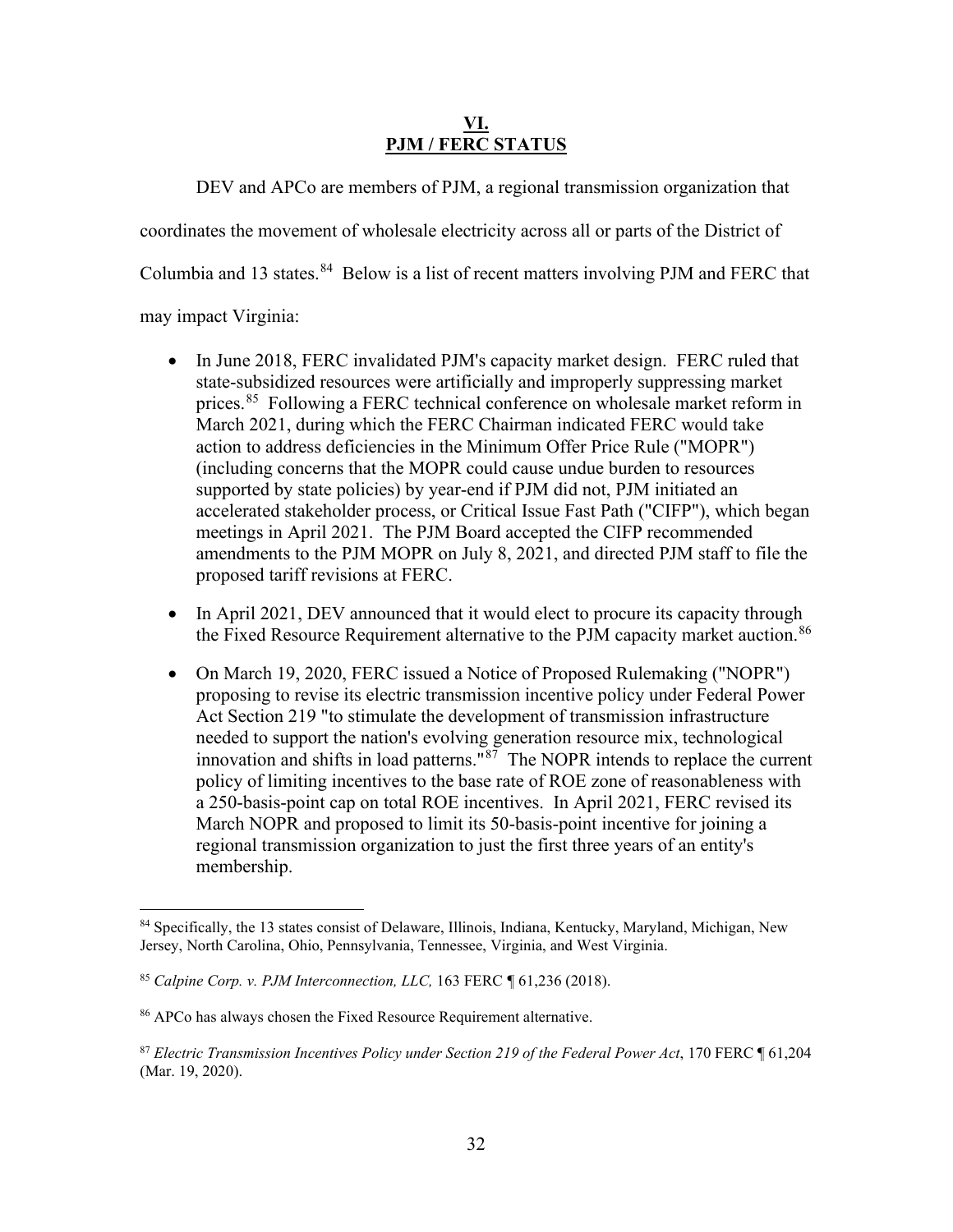## VI. PJM / FERC STATUS

DEV and APCo are members of PJM, a regional transmission organization that coordinates the movement of wholesale electricity across all or parts of the District of Columbia and 13 states.[84] Below is a list of recent matters involving PJM and FERC that may impact Virginia:

- In June 2018, FERC invalidated PJM's capacity market design. FERC ruled that state-subsidized resources were artificially and improperly suppressing market prices.[85] Following a FERC technical conference on wholesale market reform in March 2021, during which the FERC Chairman indicated FERC would take action to address deficiencies in the Minimum Offer Price Rule ("MOPR") (including concerns that the MOPR could cause undue burden to resources supported by state policies) by year-end if PJM did not, PJM initiated an accelerated stakeholder process, or Critical Issue Fast Path ("CIFP"), which began meetings in April 2021. The PJM Board accepted the CIFP recommended amendments to the PJM MOPR on July 8, 2021, and directed PJM staff to file the proposed tariff revisions at FERC.
- In April 2021, DEV announced that it would elect to procure its capacity through the Fixed Resource Requirement alternative to the PJM capacity market auction.[86]
- On March 19, 2020, FERC issued a Notice of Proposed Rulemaking ("NOPR") proposing to revise its electric transmission incentive policy under Federal Power Act Section 219 "to stimulate the development of transmission infrastructure needed to support the nation's evolving generation resource mix, technological innovation and shifts in load patterns."[87] The NOPR intends to replace the current policy of limiting incentives to the base rate of ROE zone of reasonableness with a 250-basis-point cap on total ROE incentives. In April 2021, FERC revised its March NOPR and proposed to limit its 50-basis-point incentive for joining a regional transmission organization to just the first three years of an entity's membership.

---

[84] Specifically, the 13 states consist of Delaware, Illinois, Indiana, Kentucky, Maryland, Michigan, New Jersey, North Carolina, Ohio, Pennsylvania, Tennessee, Virginia, and West Virginia.

[85] *Calpine Corp. v. PJM Interconnection, LLC,* 163 FERC ¶ 61,236 (2018).

[86] APCo has always chosen the Fixed Resource Requirement alternative.

[87] *Electric Transmission Incentives Policy under Section 219 of the Federal Power Act*, 170 FERC ¶ 61,204 (Mar. 19, 2020).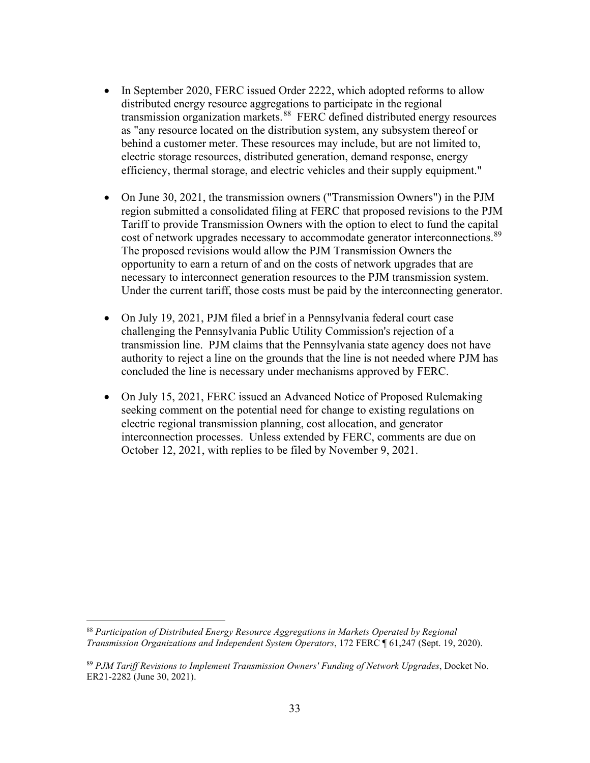- In September 2020, FERC issued Order 2222, which adopted reforms to allow distributed energy resource aggregations to participate in the regional transmission organization markets.[88] FERC defined distributed energy resources as "any resource located on the distribution system, any subsystem thereof or behind a customer meter. These resources may include, but are not limited to, electric storage resources, distributed generation, demand response, energy efficiency, thermal storage, and electric vehicles and their supply equipment."

- On June 30, 2021, the transmission owners ("Transmission Owners") in the PJM region submitted a consolidated filing at FERC that proposed revisions to the PJM Tariff to provide Transmission Owners with the option to elect to fund the capital cost of network upgrades necessary to accommodate generator interconnections.[89] The proposed revisions would allow the PJM Transmission Owners the opportunity to earn a return of and on the costs of network upgrades that are necessary to interconnect generation resources to the PJM transmission system. Under the current tariff, those costs must be paid by the interconnecting generator.

- On July 19, 2021, PJM filed a brief in a Pennsylvania federal court case challenging the Pennsylvania Public Utility Commission's rejection of a transmission line. PJM claims that the Pennsylvania state agency does not have authority to reject a line on the grounds that the line is not needed where PJM has concluded the line is necessary under mechanisms approved by FERC.

- On July 15, 2021, FERC issued an Advanced Notice of Proposed Rulemaking seeking comment on the potential need for change to existing regulations on electric regional transmission planning, cost allocation, and generator interconnection processes. Unless extended by FERC, comments are due on October 12, 2021, with replies to be filed by November 9, 2021.

---

[88] *Participation of Distributed Energy Resource Aggregations in Markets Operated by Regional Transmission Organizations and Independent System Operators*, 172 FERC ¶ 61,247 (Sept. 19, 2020).

[89] *PJM Tariff Revisions to Implement Transmission Owners' Funding of Network Upgrades*, Docket No. ER21-2282 (June 30, 2021).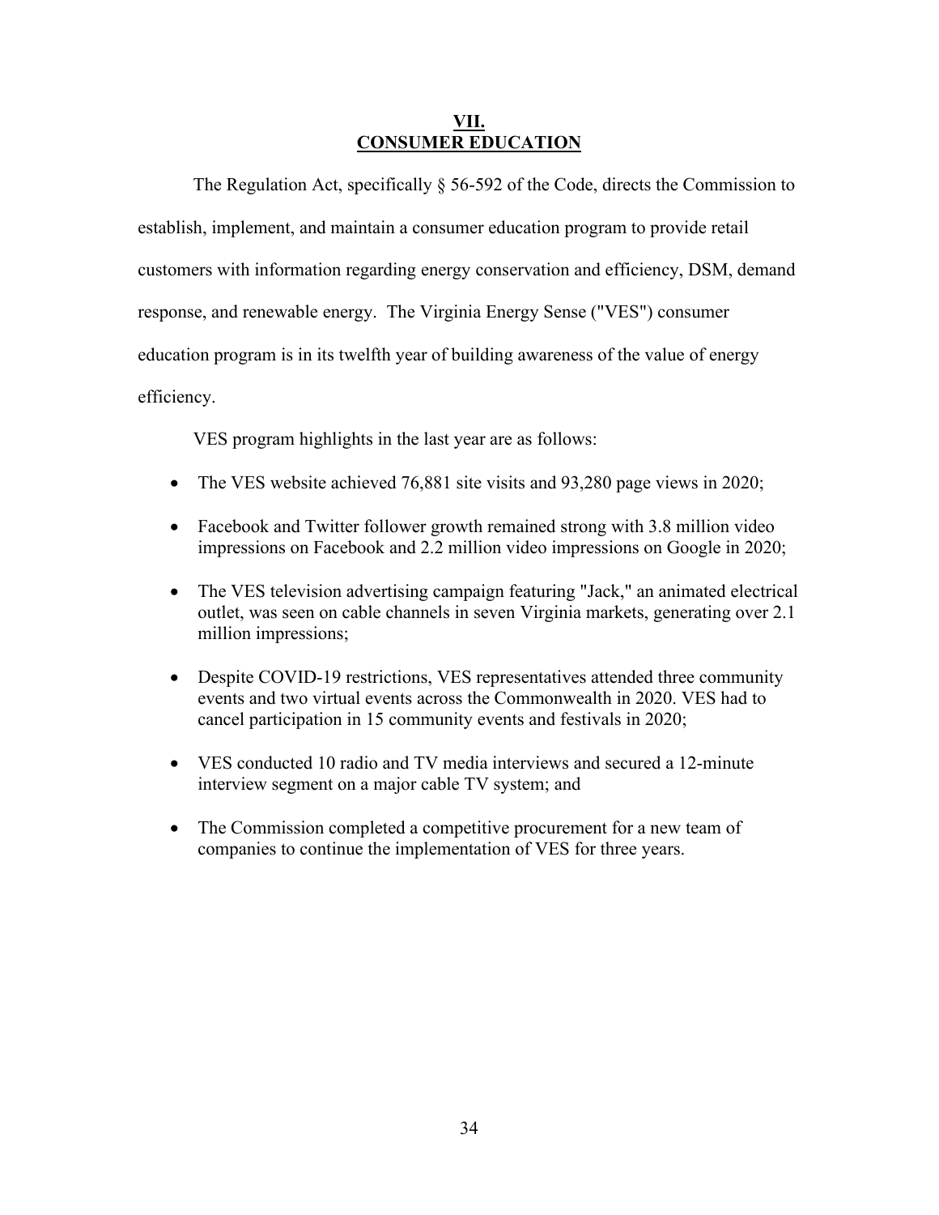# VII.
# CONSUMER EDUCATION

The Regulation Act, specifically § 56-592 of the Code, directs the Commission to establish, implement, and maintain a consumer education program to provide retail customers with information regarding energy conservation and efficiency, DSM, demand response, and renewable energy. The Virginia Energy Sense ("VES") consumer education program is in its twelfth year of building awareness of the value of energy efficiency.

VES program highlights in the last year are as follows:

- The VES website achieved 76,881 site visits and 93,280 page views in 2020;
- Facebook and Twitter follower growth remained strong with 3.8 million video impressions on Facebook and 2.2 million video impressions on Google in 2020;
- The VES television advertising campaign featuring "Jack," an animated electrical outlet, was seen on cable channels in seven Virginia markets, generating over 2.1 million impressions;
- Despite COVID-19 restrictions, VES representatives attended three community events and two virtual events across the Commonwealth in 2020. VES had to cancel participation in 15 community events and festivals in 2020;
- VES conducted 10 radio and TV media interviews and secured a 12-minute interview segment on a major cable TV system; and
- The Commission completed a competitive procurement for a new team of companies to continue the implementation of VES for three years.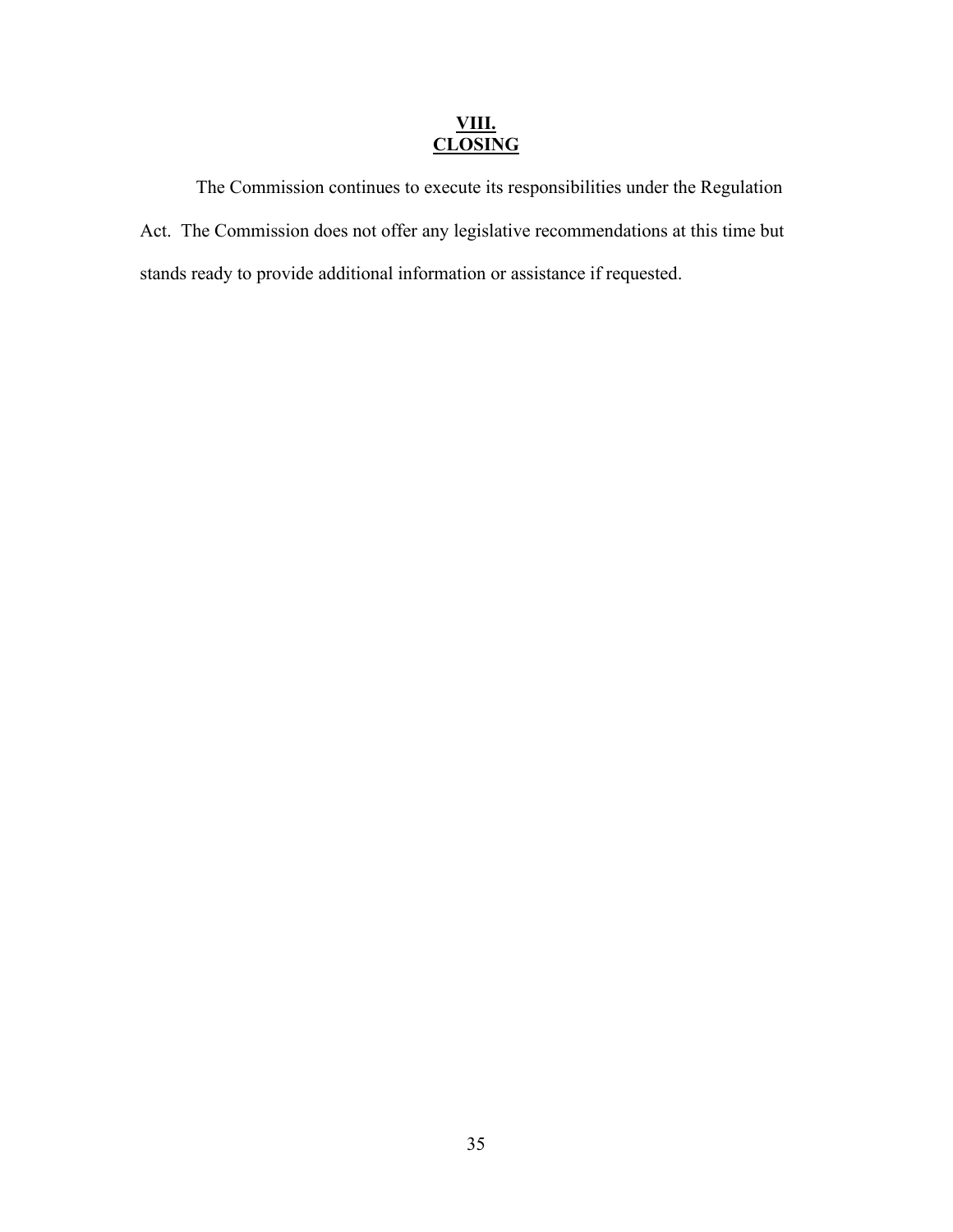## VIII. CLOSING

The Commission continues to execute its responsibilities under the Regulation Act. The Commission does not offer any legislative recommendations at this time but stands ready to provide additional information or assistance if requested.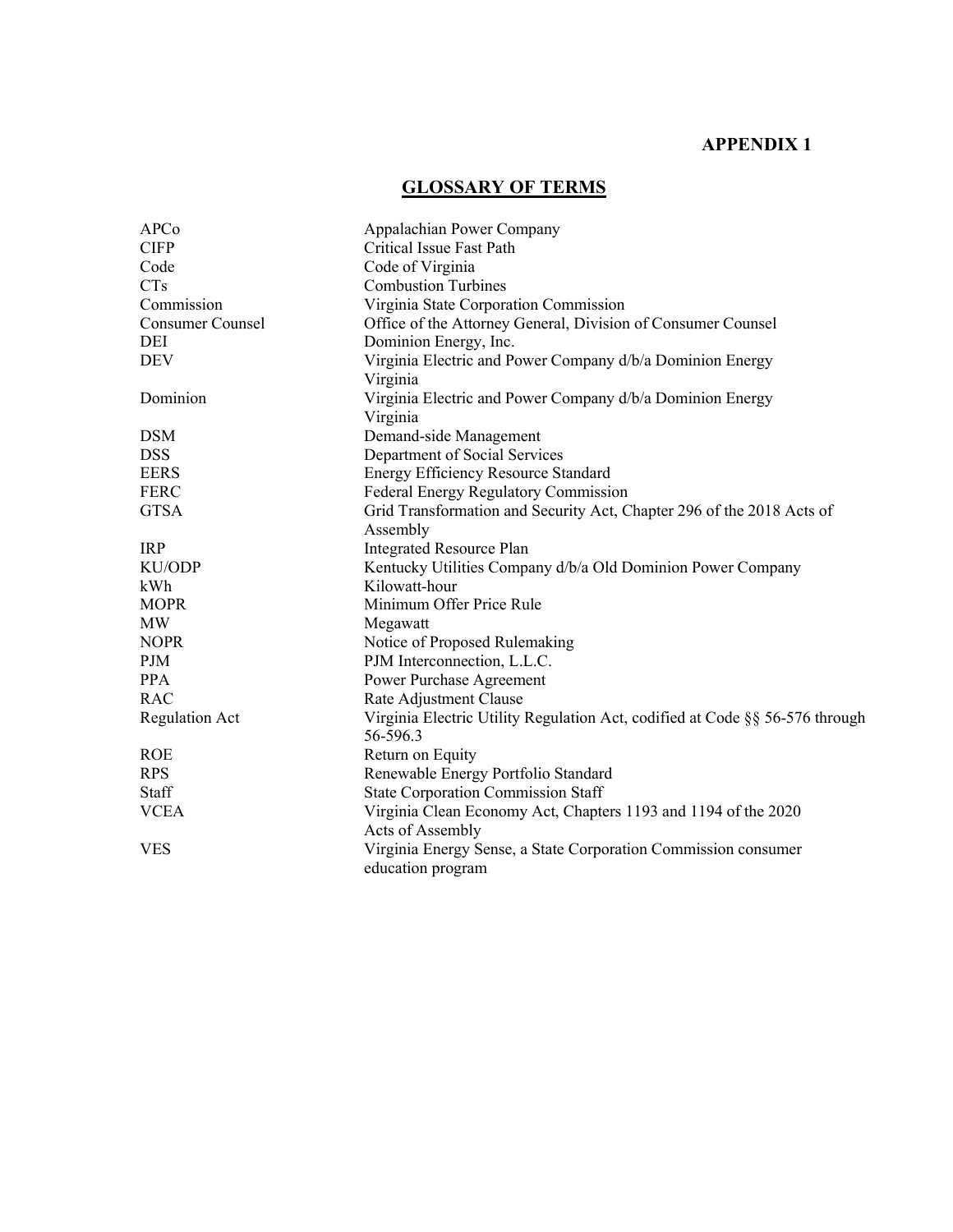**APPENDIX 1**

# GLOSSARY OF TERMS

| | |
|---|---|
| APCo | Appalachian Power Company |
| CIFP | Critical Issue Fast Path |
| Code | Code of Virginia |
| CTs | Combustion Turbines |
| Commission | Virginia State Corporation Commission |
| Consumer Counsel | Office of the Attorney General, Division of Consumer Counsel |
| DEI | Dominion Energy, Inc. |
| DEV | Virginia Electric and Power Company d/b/a Dominion Energy Virginia |
| Dominion | Virginia Electric and Power Company d/b/a Dominion Energy Virginia |
| DSM | Demand-side Management |
| DSS | Department of Social Services |
| EERS | Energy Efficiency Resource Standard |
| FERC | Federal Energy Regulatory Commission |
| GTSA | Grid Transformation and Security Act, Chapter 296 of the 2018 Acts of Assembly |
| IRP | Integrated Resource Plan |
| KU/ODP | Kentucky Utilities Company d/b/a Old Dominion Power Company |
| kWh | Kilowatt-hour |
| MOPR | Minimum Offer Price Rule |
| MW | Megawatt |
| NOPR | Notice of Proposed Rulemaking |
| PJM | PJM Interconnection, L.L.C. |
| PPA | Power Purchase Agreement |
| RAC | Rate Adjustment Clause |
| Regulation Act | Virginia Electric Utility Regulation Act, codified at Code §§ 56-576 through 56-596.3 |
| ROE | Return on Equity |
| RPS | Renewable Energy Portfolio Standard |
| Staff | State Corporation Commission Staff |
| VCEA | Virginia Clean Economy Act, Chapters 1193 and 1194 of the 2020 Acts of Assembly |
| VES | Virginia Energy Sense, a State Corporation Commission consumer education program |